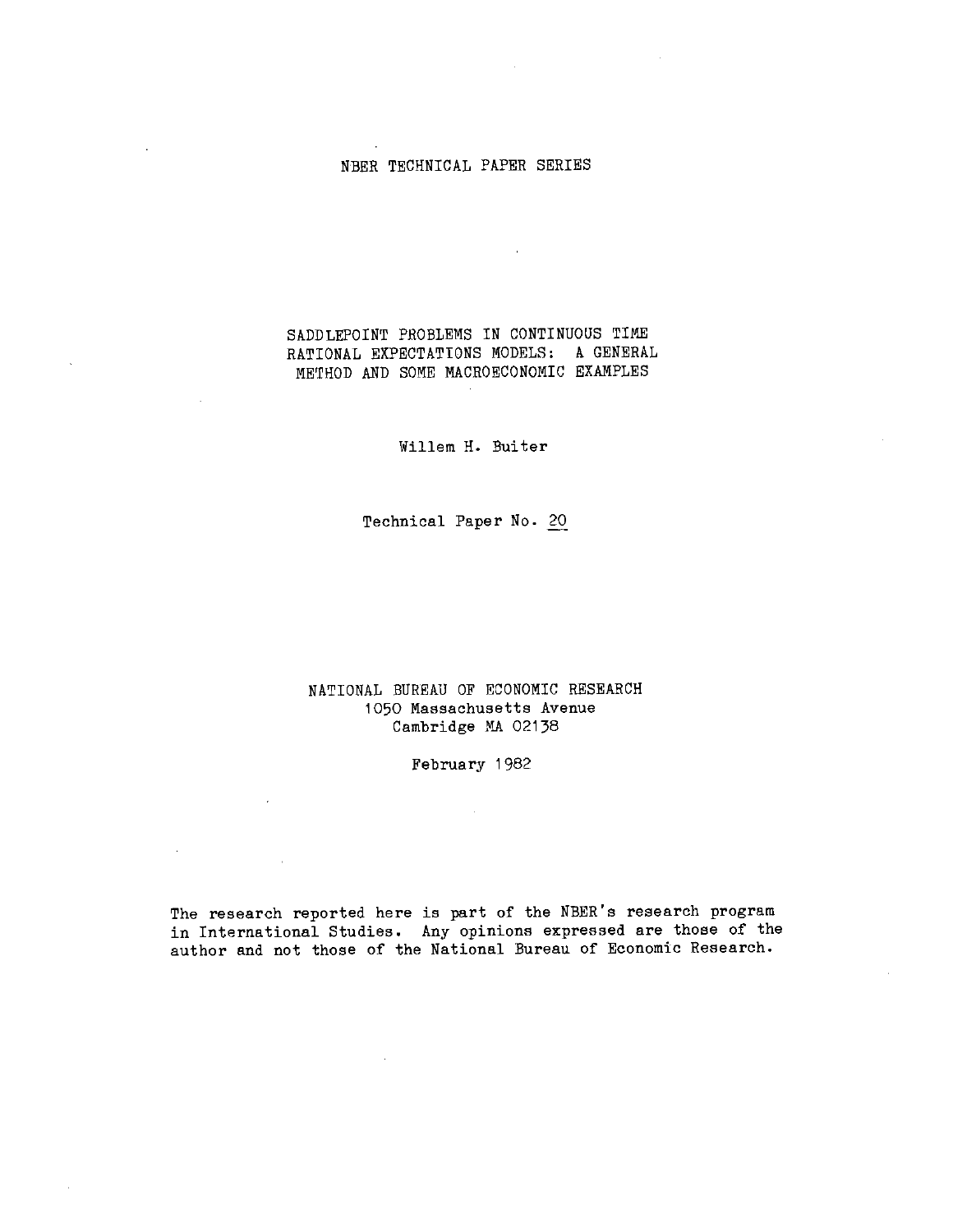NBER TECHNICAL PAPER SERIES

# SADDLEPOINT PROBLEMS IN CONTINUOUS TIME RATIONAL EXPECTATIONS MODELS: A GENERAL METHOD AND SOME MACROECONOMIC EXAMPLES

Willem H. Buiter

Technical Paper No. 20

NATIONAL BUREAU OF ECONOMIC RESEARCH
1050 Massachusetts Avenue
Cambridge MA 02138

February 1982

The research reported here is part of the NBER's research program in International Studies. Any opinions expressed are those of the author and not those of the National Bureau of Economic Research.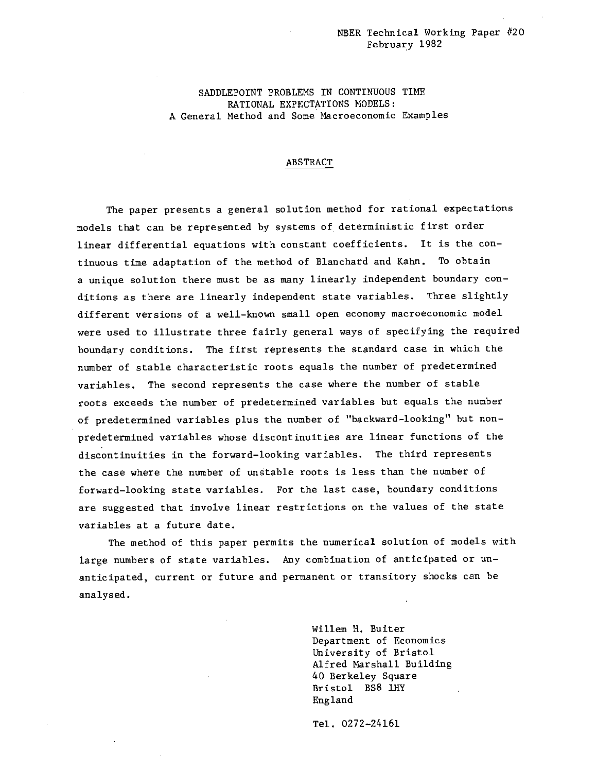NBER Technical Working Paper #20
February 1982

SADDLEPOINT PROBLEMS IN CONTINUOUS TIME
RATIONAL EXPECTATIONS MODELS:
A General Method and Some Macroeconomic Examples

## ABSTRACT

The paper presents a general solution method for rational expectations models that can be represented by systems of deterministic first order linear differential equations with constant coefficients. It is the continuous time adaptation of the method of Blanchard and Kahn. To obtain a unique solution there must be as many linearly independent boundary conditions as there are linearly independent state variables. Three slightly different versions of a well-known small open economy macroeconomic model were used to illustrate three fairly general ways of specifying the required boundary conditions. The first represents the standard case in which the number of stable characteristic roots equals the number of predetermined variables. The second represents the case where the number of stable roots exceeds the number of predetermined variables but equals the number of predetermined variables plus the number of "backward-looking" but non-predetermined variables whose discontinuities are linear functions of the discontinuities in the forward-looking variables. The third represents the case where the number of unstable roots is less than the number of forward-looking state variables. For the last case, boundary conditions are suggested that involve linear restrictions on the values of the state variables at a future date.

The method of this paper permits the numerical solution of models with large numbers of state variables. Any combination of anticipated or unanticipated, current or future and permanent or transitory shocks can be analysed.

Willem H. Buiter
Department of Economics
University of Bristol
Alfred Marshall Building
40 Berkeley Square
Bristol BS8 1HY
England

Tel. 0272-24161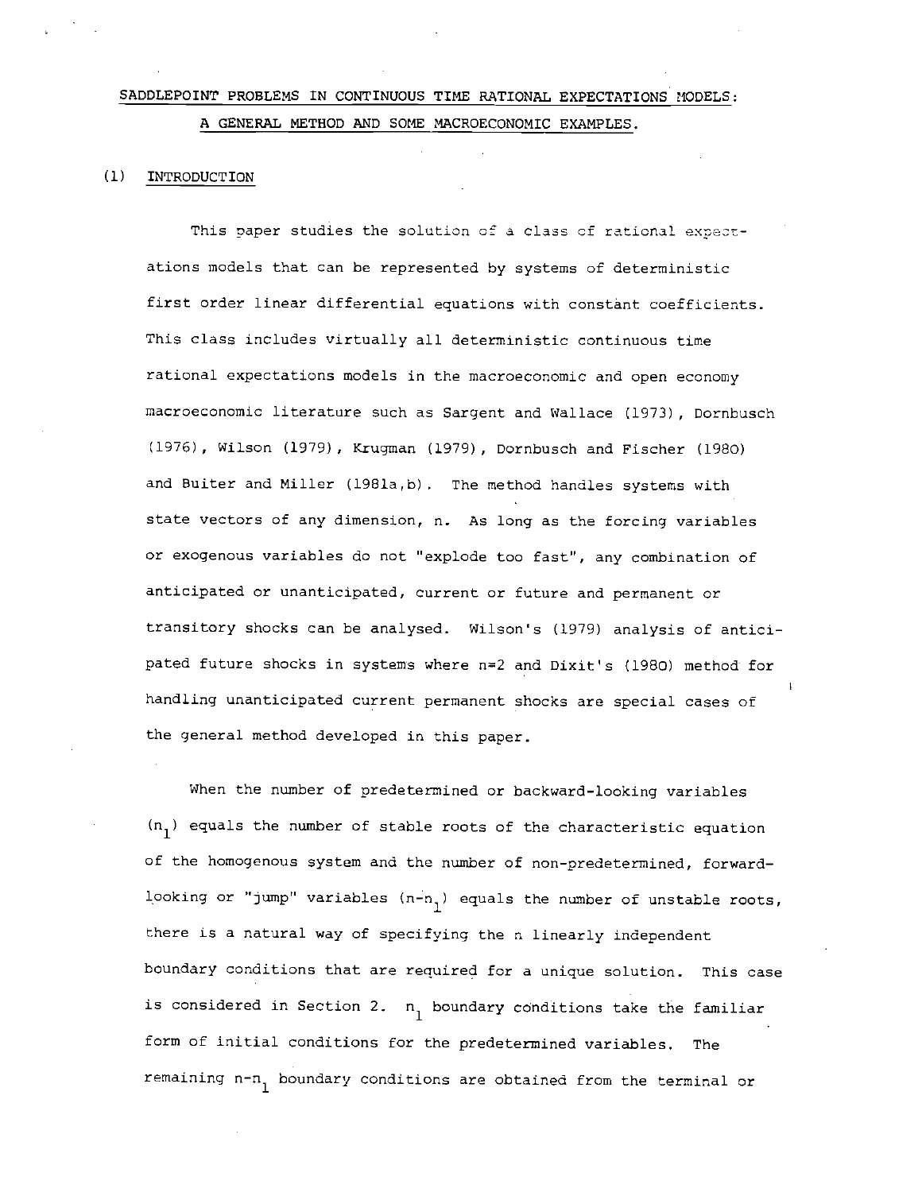# SADDLEPOINT PROBLEMS IN CONTINUOUS TIME RATIONAL EXPECTATIONS MODELS: A GENERAL METHOD AND SOME MACROECONOMIC EXAMPLES.

## (1) INTRODUCTION

This paper studies the solution of a class of rational expectations models that can be represented by systems of deterministic first order linear differential equations with constant coefficients. This class includes virtually all deterministic continuous time rational expectations models in the macroeconomic and open economy macroeconomic literature such as Sargent and Wallace (1973), Dornbusch (1976), Wilson (1979), Krugman (1979), Dornbusch and Fischer (1980) and Buiter and Miller (1981a,b). The method handles systems with state vectors of any dimension, n. As long as the forcing variables or exogenous variables do not "explode too fast", any combination of anticipated or unanticipated, current or future and permanent or transitory shocks can be analysed. Wilson's (1979) analysis of anticipated future shocks in systems where n=2 and Dixit's (1980) method for handling unanticipated current permanent shocks are special cases of the general method developed in this paper.

When the number of predetermined or backward-looking variables ($n_1$) equals the number of stable roots of the characteristic equation of the homogenous system and the number of non-predetermined, forward-looking or "jump" variables ($n-n_1$) equals the number of unstable roots, there is a natural way of specifying the n linearly independent boundary conditions that are required for a unique solution. This case is considered in Section 2. $n_1$ boundary conditions take the familiar form of initial conditions for the predetermined variables. The remaining $n-n_1$ boundary conditions are obtained from the terminal or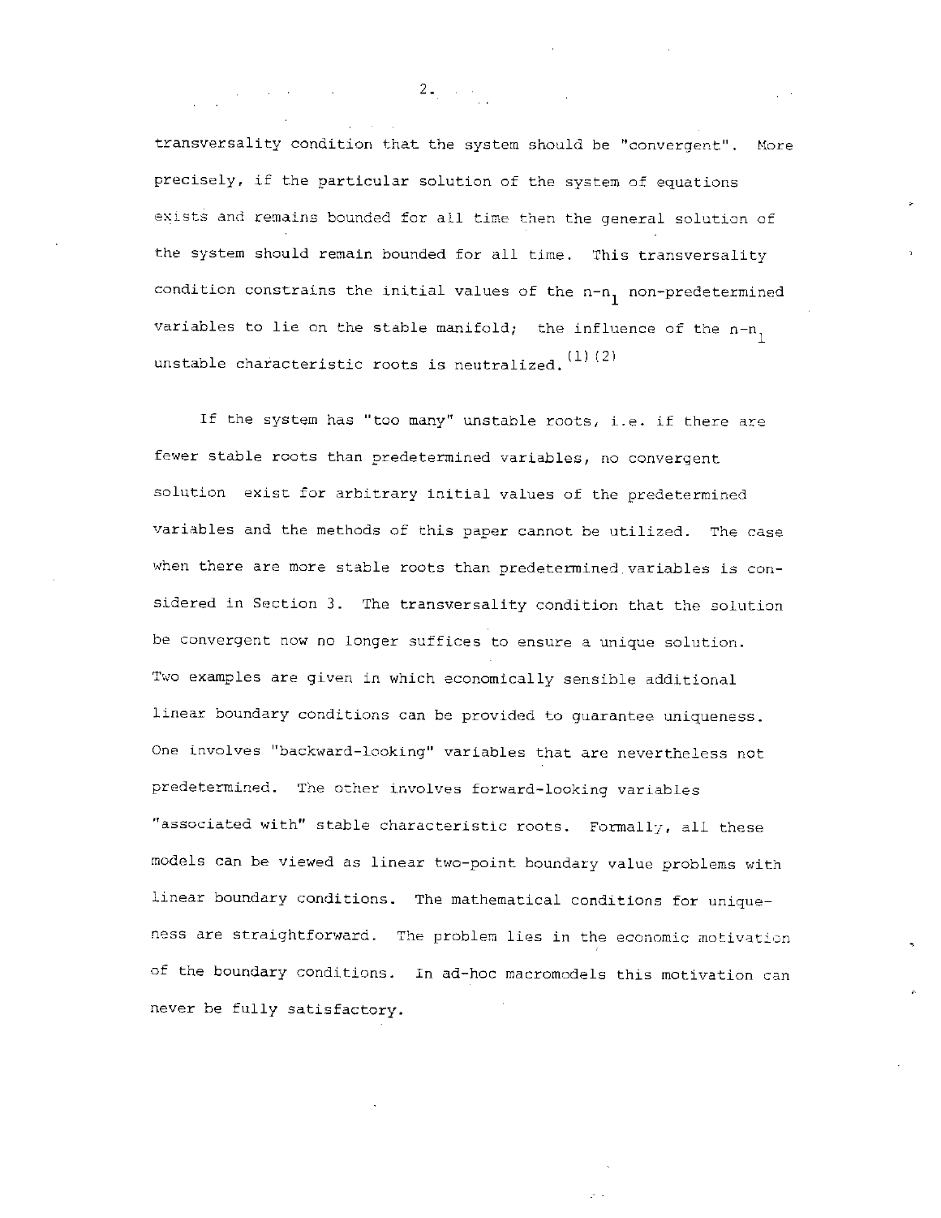transversality condition that the system should be "convergent". More precisely, if the particular solution of the system of equations exists and remains bounded for all time then the general solution of the system should remain bounded for all time. This transversality condition constrains the initial values of the $n-n_1$ non-predetermined variables to lie on the stable manifold; the influence of the $n-n_1$ unstable characteristic roots is neutralized.[1][2]

If the system has "too many" unstable roots, i.e. if there are fewer stable roots than predetermined variables, no convergent solution exist for arbitrary initial values of the predetermined variables and the methods of this paper cannot be utilized. The case when there are more stable roots than predetermined variables is considered in Section 3. The transversality condition that the solution be convergent now no longer suffices to ensure a unique solution. Two examples are given in which economically sensible additional linear boundary conditions can be provided to guarantee uniqueness. One involves "backward-looking" variables that are nevertheless not predetermined. The other involves forward-looking variables "associated with" stable characteristic roots. Formally, all these models can be viewed as linear two-point boundary value problems with linear boundary conditions. The mathematical conditions for uniqueness are straightforward. The problem lies in the economic motivation of the boundary conditions. In ad-hoc macromodels this motivation can never be fully satisfactory.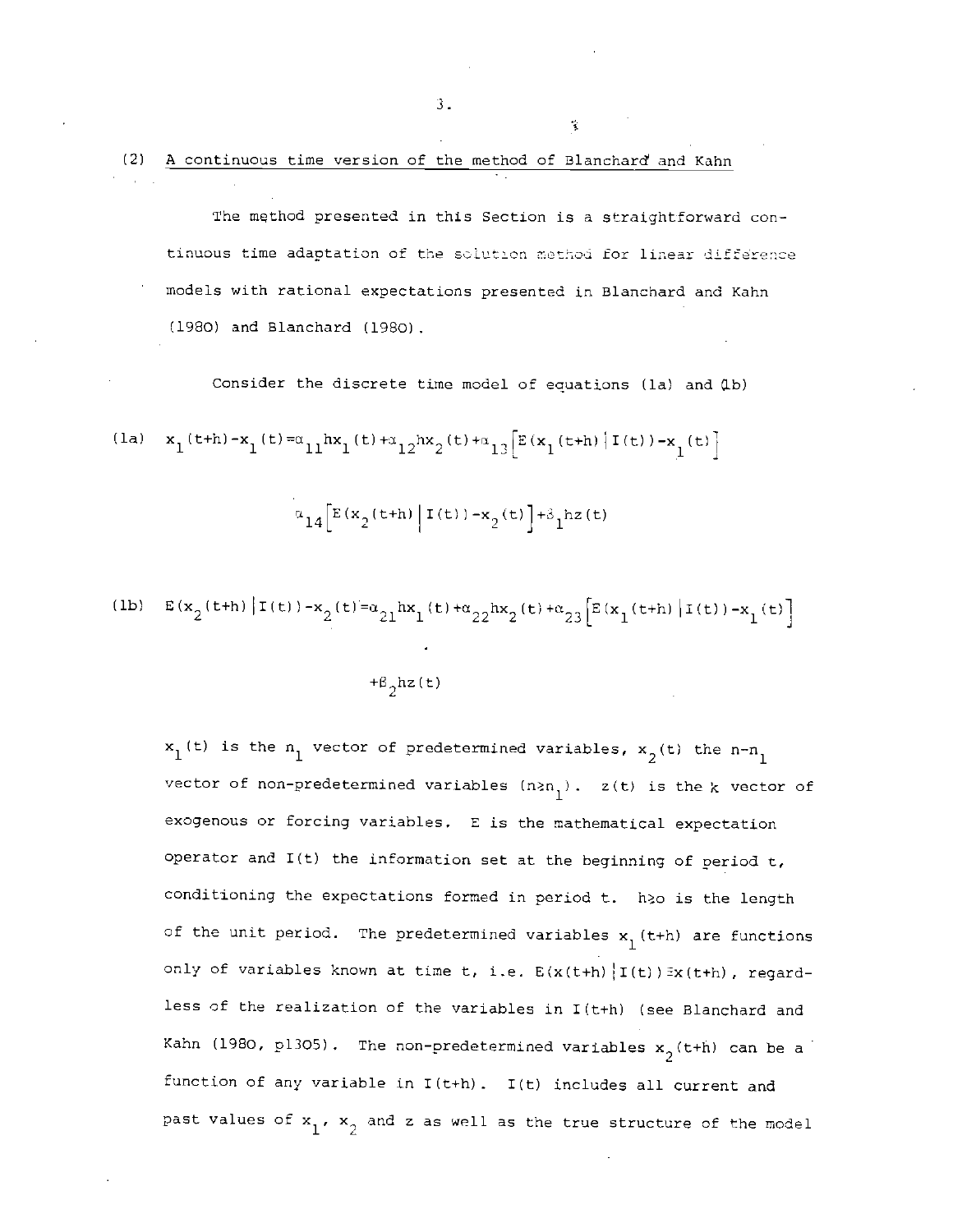## (2) A continuous time version of the method of Blanchard and Kahn

The method presented in this Section is a straightforward continuous time adaptation of the solution method for linear difference models with rational expectations presented in Blanchard and Kahn (1980) and Blanchard (1980).

Consider the discrete time model of equations (1a) and (1b)

$$\text{(1a)} \quad x_1(t+h)-x_1(t)=\alpha_{11}hx_1(t)+\alpha_{12}hx_2(t)+\alpha_{13}\left[E(x_1(t+h)\,|\,I(t))-x_1(t)\right]$$

$$\alpha_{14}\left[E(x_2(t+h)\,|\,I(t))-x_2(t)\right]+\beta_1 hz(t)$$

$$\text{(1b)} \quad E(x_2(t+h)\,|\,I(t))-x_2(t)=\alpha_{21}hx_1(t)+\alpha_{22}hx_2(t)+\alpha_{23}\left[E(x_1(t+h)\,|\,I(t))-x_1(t)\right]$$

$$+\beta_2 hz(t)$$

$x_1(t)$ is the $n_1$ vector of predetermined variables, $x_2(t)$ the $n-n_1$ vector of non-predetermined variables $(n\geq n_1)$. $z(t)$ is the $k$ vector of exogenous or forcing variables. $E$ is the mathematical expectation operator and $I(t)$ the information set at the beginning of period $t$, conditioning the expectations formed in period $t$. $h\geq 0$ is the length of the unit period. The predetermined variables $x_1(t+h)$ are functions only of variables known at time $t$, i.e. $E(x(t+h)\,|\,I(t))\equiv x(t+h)$, regardless of the realization of the variables in $I(t+h)$ (see Blanchard and Kahn (1980, p1305). The non-predetermined variables $x_2(t+h)$ can be a function of any variable in $I(t+h)$. $I(t)$ includes all current and past values of $x_1$, $x_2$ and $z$ as well as the true structure of the model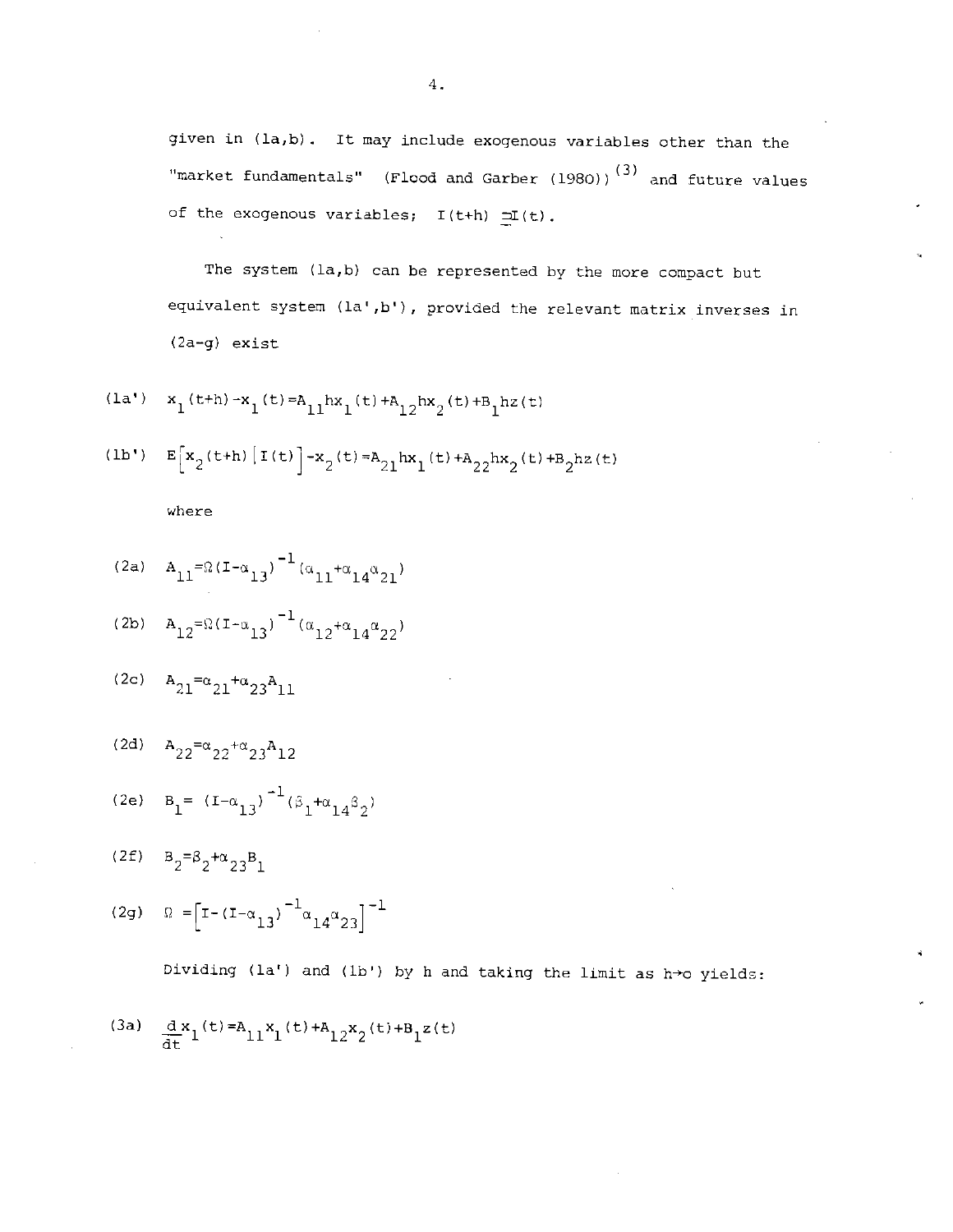given in (1a,b). It may include exogenous variables other than the "market fundamentals" (Flood and Garber (1980))[3] and future values of the exogenous variables; $I(t+h) \supseteq I(t)$.

The system (1a,b) can be represented by the more compact but equivalent system (1a',b'), provided the relevant matrix inverses in (2a-g) exist

$$\text{(1a')} \quad x_1(t+h)-x_1(t)=A_{11}hx_1(t)+A_{12}hx_2(t)+B_1hz(t)$$

$$\text{(1b')} \quad E\left[x_2(t+h)\left[I(t)\right]-x_2(t)=A_{21}hx_1(t)+A_{22}hx_2(t)+B_2hz(t)\right.$$

where

$$\text{(2a)} \quad A_{11}=\Omega(I-\alpha_{13})^{-1}(\alpha_{11}+\alpha_{14}\alpha_{21})$$

$$\text{(2b)} \quad A_{12}=\Omega(I-\alpha_{13})^{-1}(\alpha_{12}+\alpha_{14}\alpha_{22})$$

$$\text{(2c)} \quad A_{21}=\alpha_{21}+\alpha_{23}A_{11}$$

$$\text{(2d)} \quad A_{22}=\alpha_{22}+\alpha_{23}A_{12}$$

$$\text{(2e)} \quad B_1=(I-\alpha_{13})^{-1}(\beta_1+\alpha_{14}\beta_2)$$

$$\text{(2f)} \quad B_2=\beta_2+\alpha_{23}B_1$$

$$\text{(2g)} \quad \Omega=\left[I-(I-\alpha_{13})^{-1}\alpha_{14}\alpha_{23}\right]^{-1}$$

Dividing (1a') and (1b') by h and taking the limit as $h \to o$ yields:

$$\text{(3a)} \quad \frac{d}{dt}x_1(t)=A_{11}x_1(t)+A_{12}x_2(t)+B_1z(t)$$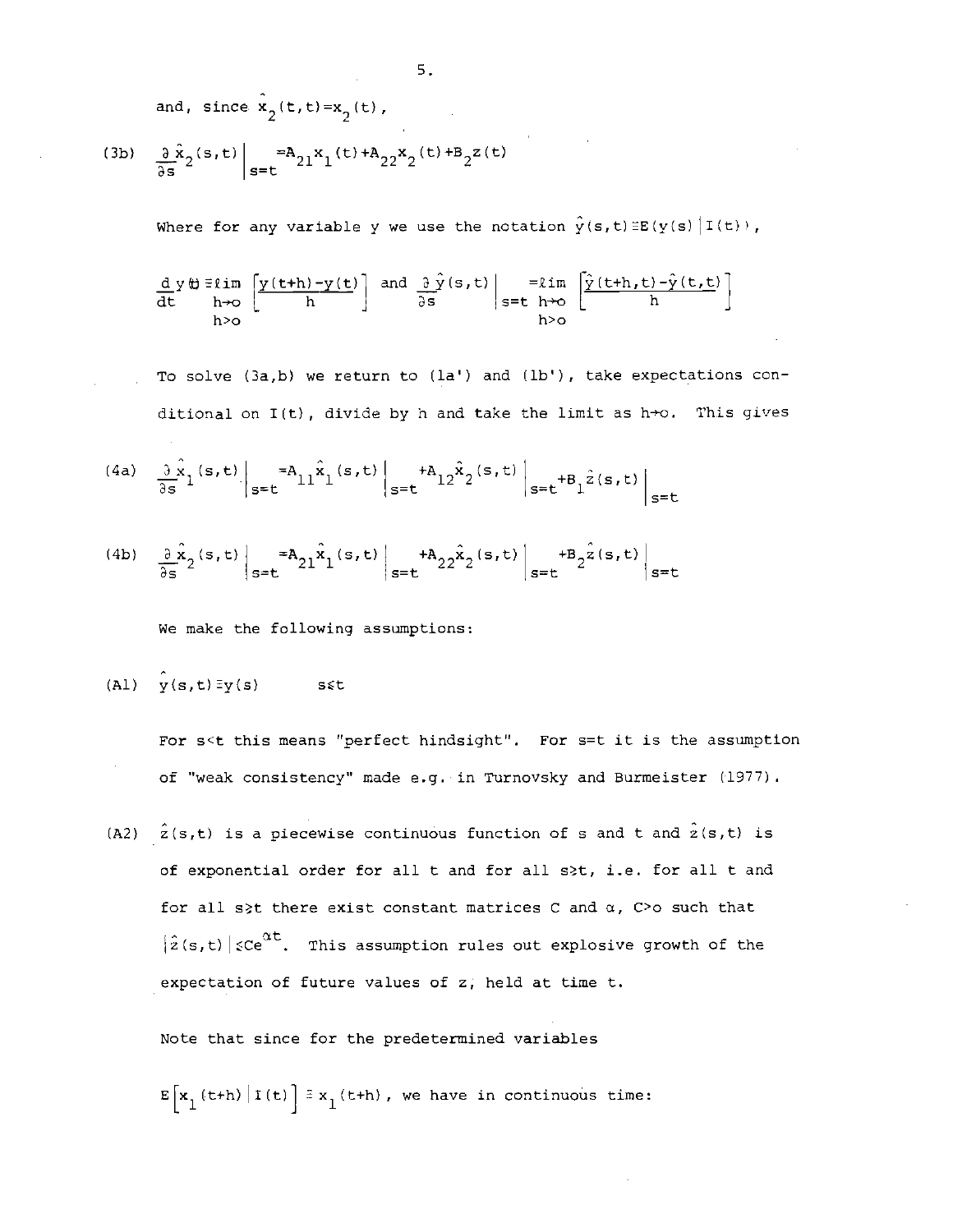and, since $\hat{x}_2(t,t)=x_2(t)$,

$$\text{(3b)} \quad \frac{\partial \hat{x}_2(s,t)}{\partial s}\bigg|_{s=t} = A_{21}x_1(t)+A_{22}x_2(t)+B_2 z(t)$$

Where for any variable y we use the notation $\hat{y}(s,t)\equiv E(y(s)|I(t))$,

$$\frac{d\,y(t)}{dt} \equiv \lim_{\substack{h\to o\\ h>o}} \left[\frac{y(t+h)-y(t)}{h}\right] \quad \text{and} \quad \frac{\partial \hat{y}(s,t)}{\partial s}\bigg|_{s=t} = \lim_{\substack{h\to o\\ h>o}} \left[\frac{\hat{y}(t+h,t)-\hat{y}(t,t)}{h}\right]$$

To solve (3a,b) we return to (1a') and (1b'), take expectations conditional on I(t), divide by h and take the limit as $h \to o$. This gives

$$\text{(4a)} \quad \frac{\partial \hat{x}_1(s,t)}{\partial s}\bigg|_{s=t} = A_{11}\hat{x}_1(s,t)\Big|_{s=t} + A_{12}\hat{x}_2(s,t)\Big|_{s=t} + B_1\hat{z}(s,t)\Big|_{s=t}$$

$$\text{(4b)} \quad \frac{\partial \hat{x}_2(s,t)}{\partial s}\bigg|_{s=t} = A_{21}\hat{x}_1(s,t)\Big|_{s=t} + A_{22}\hat{x}_2(s,t)\Big|_{s=t} + B_2\hat{z}(s,t)\Big|_{s=t}$$

We make the following assumptions:

(A1) $\hat{y}(s,t)\equiv y(s) \qquad s\leq t$

For $s<t$ this means "perfect hindsight". For $s=t$ it is the assumption of "weak consistency" made e.g. in Turnovsky and Burmeister (1977).

(A2) $\hat{z}(s,t)$ is a piecewise continuous function of s and t and $\hat{z}(s,t)$ is of exponential order for all t and for all $s\geq t$, i.e. for all t and for all $s\geq t$ there exist constant matrices C and $\alpha$, $C>o$ such that $|\hat{z}(s,t)|\leq Ce^{\alpha t}$. This assumption rules out explosive growth of the expectation of future values of z, held at time t.

Note that since for the predetermined variables

$E\left[x_1(t+h)\,|\,I(t)\right] \equiv x_1(t+h)$, we have in continuous time: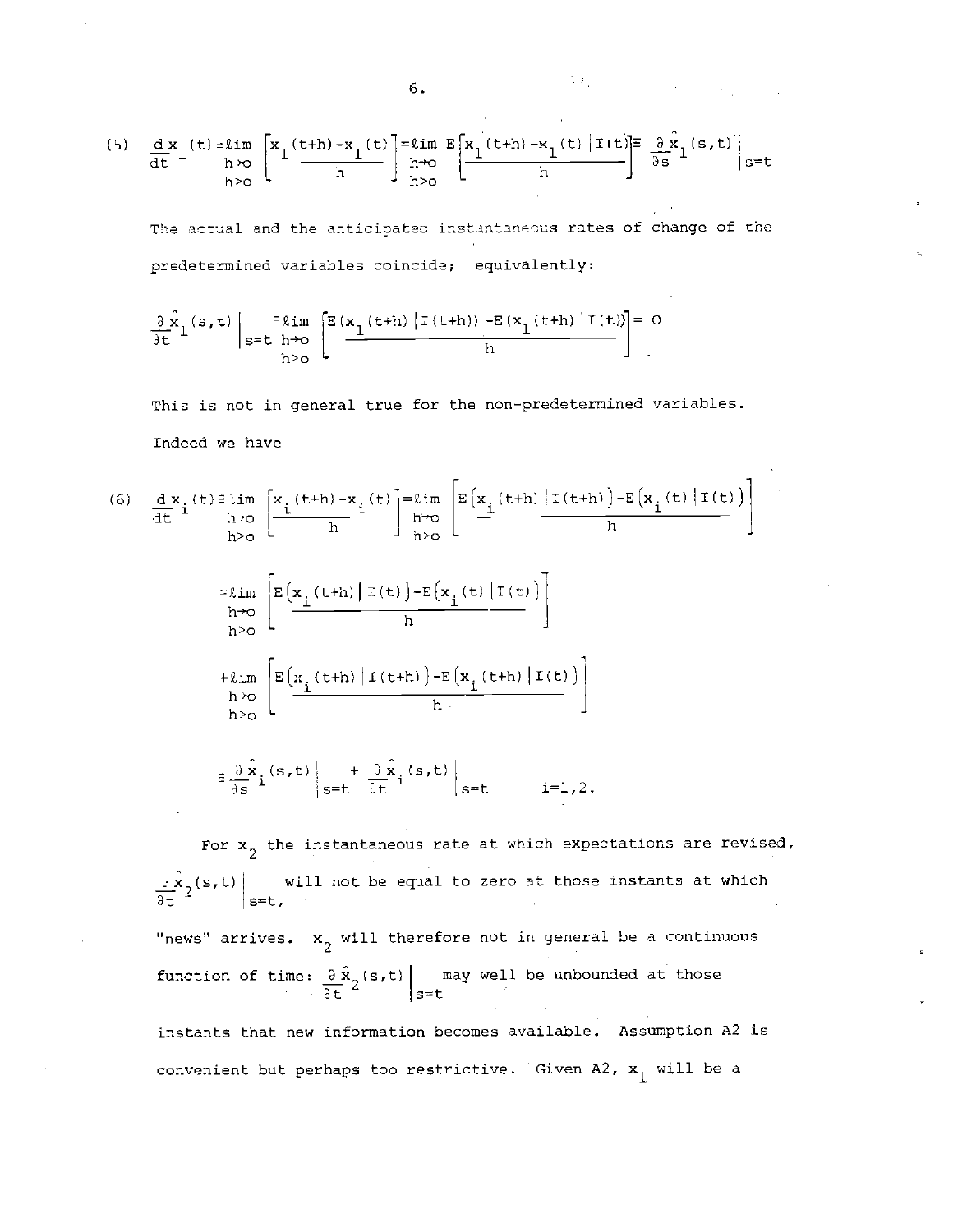$$(5)\quad \frac{d}{dt}x_1(t) \equiv \lim_{\substack{h\to 0\\ h>0}} \left[\frac{x_1(t+h)-x_1(t)}{h}\right] = \lim_{\substack{h\to 0\\ h>0}} E\left[\frac{x_1(t+h)-x_1(t)}{h}\,\Big|\, I(t)\right] \equiv \frac{\partial}{\partial s}\hat{x}_1(s,t)\Big|_{s=t}$$

The actual and the anticipated instantaneous rates of change of the predetermined variables coincide; equivalently:

$$\frac{\partial}{\partial t}\hat{x}_1(s,t)\Big|_{s=t} \equiv \lim_{\substack{h\to 0\\ h>0}} \left[\frac{E(x_1(t+h)\,|\,I(t+h)) - E(x_1(t+h)\,|\,I(t))}{h}\right] = 0$$

This is not in general true for the non-predetermined variables. Indeed we have

$$(6)\quad \frac{d}{dt}x_i(t) \equiv \lim_{\substack{h\to 0\\ h>0}} \left[\frac{x_i(t+h)-x_i(t)}{h}\right] = \lim_{\substack{h\to 0\\ h>0}} \left[\frac{E\big(x_i(t+h)\,|\,I(t+h)\big) - E\big(x_i(t)\,|\,I(t)\big)}{h}\right]$$

$$= \lim_{\substack{h\to 0\\ h>0}} \left[\frac{E\big(x_i(t+h)\,|\,I(t)\big) - E\big(x_i(t)\,|\,I(t)\big)}{h}\right]$$

$$+ \lim_{\substack{h\to 0\\ h>0}} \left[\frac{E\big(x_i(t+h)\,|\,I(t+h)\big) - E\big(x_i(t+h)\,|\,I(t)\big)}{h}\right]$$

$$\equiv \frac{\partial}{\partial s}\hat{x}_i(s,t)\Big|_{s=t} + \frac{\partial}{\partial t}\hat{x}_i(s,t)\Big|_{s=t} \qquad i=1,2.$$

For $x_2$ the instantaneous rate at which expectations are revised, $\frac{\partial}{\partial t}\hat{x}_2(s,t)\Big|_{s=t}$, will not be equal to zero at those instants at which "news" arrives. $x_2$ will therefore not in general be a continuous function of time: $\frac{\partial}{\partial t}\hat{x}_2(s,t)\Big|_{s=t}$ may well be unbounded at those instants that new information becomes available. Assumption A2 is convenient but perhaps too restrictive. Given A2, $x_1$ will be a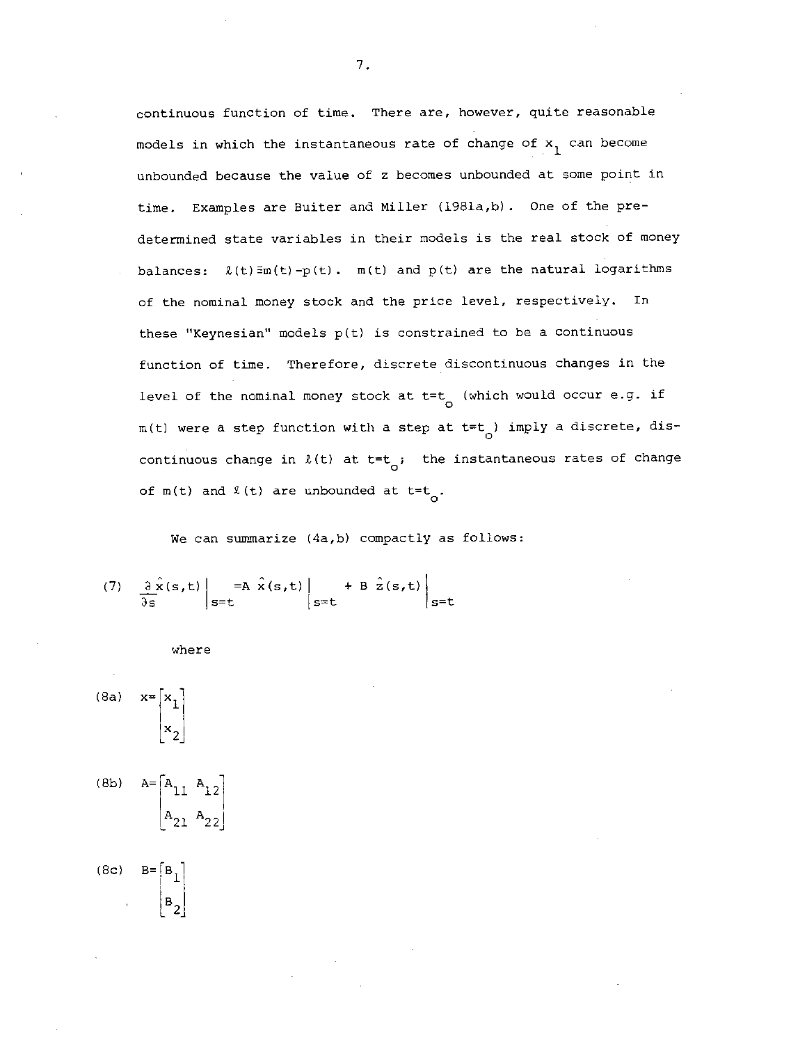continuous function of time. There are, however, quite reasonable models in which the instantaneous rate of change of $x_1$ can become unbounded because the value of z becomes unbounded at some point in time. Examples are Buiter and Miller (1981a,b). One of the pre-determined state variables in their models is the real stock of money balances: $\ell(t) \equiv m(t) - p(t)$. $m(t)$ and $p(t)$ are the natural logarithms of the nominal money stock and the price level, respectively. In these "Keynesian" models $p(t)$ is constrained to be a continuous function of time. Therefore, discrete discontinuous changes in the level of the nominal money stock at $t=t_o$ (which would occur e.g. if $m(t)$ were a step function with a step at $t=t_o$) imply a discrete, discontinuous change in $\ell(t)$ at $t=t_o$; the instantaneous rates of change of $m(t)$ and $\ell(t)$ are unbounded at $t=t_o$.

We can summarize (4a,b) compactly as follows:

$$(7) \quad \left.\frac{\partial \hat{x}(s,t)}{\partial s}\right|_{s=t} = A\left.\hat{x}(s,t)\right|_{s=t} + B\left.\hat{z}(s,t)\right|_{s=t}$$

where

$$(8a) \quad x = \begin{bmatrix} x_1 \\ x_2 \end{bmatrix}$$

$$(8b) \quad A = \begin{bmatrix} A_{11} & A_{12} \\ A_{21} & A_{22} \end{bmatrix}$$

$$(8c) \quad B = \begin{bmatrix} B_1 \\ B_2 \end{bmatrix}$$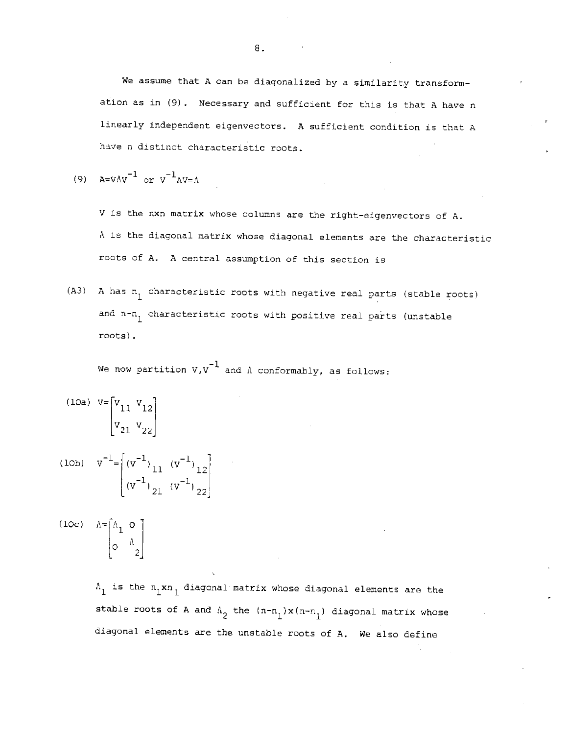We assume that A can be diagonalized by a similarity transformation as in (9). Necessary and sufficient for this is that A have n linearly independent eigenvectors. A sufficient condition is that A have n distinct characteristic roots.

(9) $A=V\Lambda V^{-1}$ or $V^{-1}AV=\Lambda$

V is the nxn matrix whose columns are the right-eigenvectors of A. $\Lambda$ is the diagonal matrix whose diagonal elements are the characteristic roots of A. A central assumption of this section is

(A3) A has $n_1$ characteristic roots with negative real parts (stable roots) and $n-n_1$ characteristic roots with positive real parts (unstable roots).

We now partition $V, V^{-1}$ and $\Lambda$ conformably, as follows:

(10a) $$V=\begin{bmatrix} V_{11} & V_{12} \\ V_{21} & V_{22} \end{bmatrix}$$

(10b) $$V^{-1}=\begin{bmatrix} (V^{-1})_{11} & (V^{-1})_{12} \\ (V^{-1})_{21} & (V^{-1})_{22} \end{bmatrix}$$

(10c) $$\Lambda=\begin{bmatrix} \Lambda_1 & 0 \\ 0 & \Lambda_2 \end{bmatrix}$$

$\Lambda_1$ is the $n_1 x n_1$ diagonal matrix whose diagonal elements are the stable roots of A and $\Lambda_2$ the $(n-n_1)x(n-n_1)$ diagonal matrix whose diagonal elements are the unstable roots of A. We also define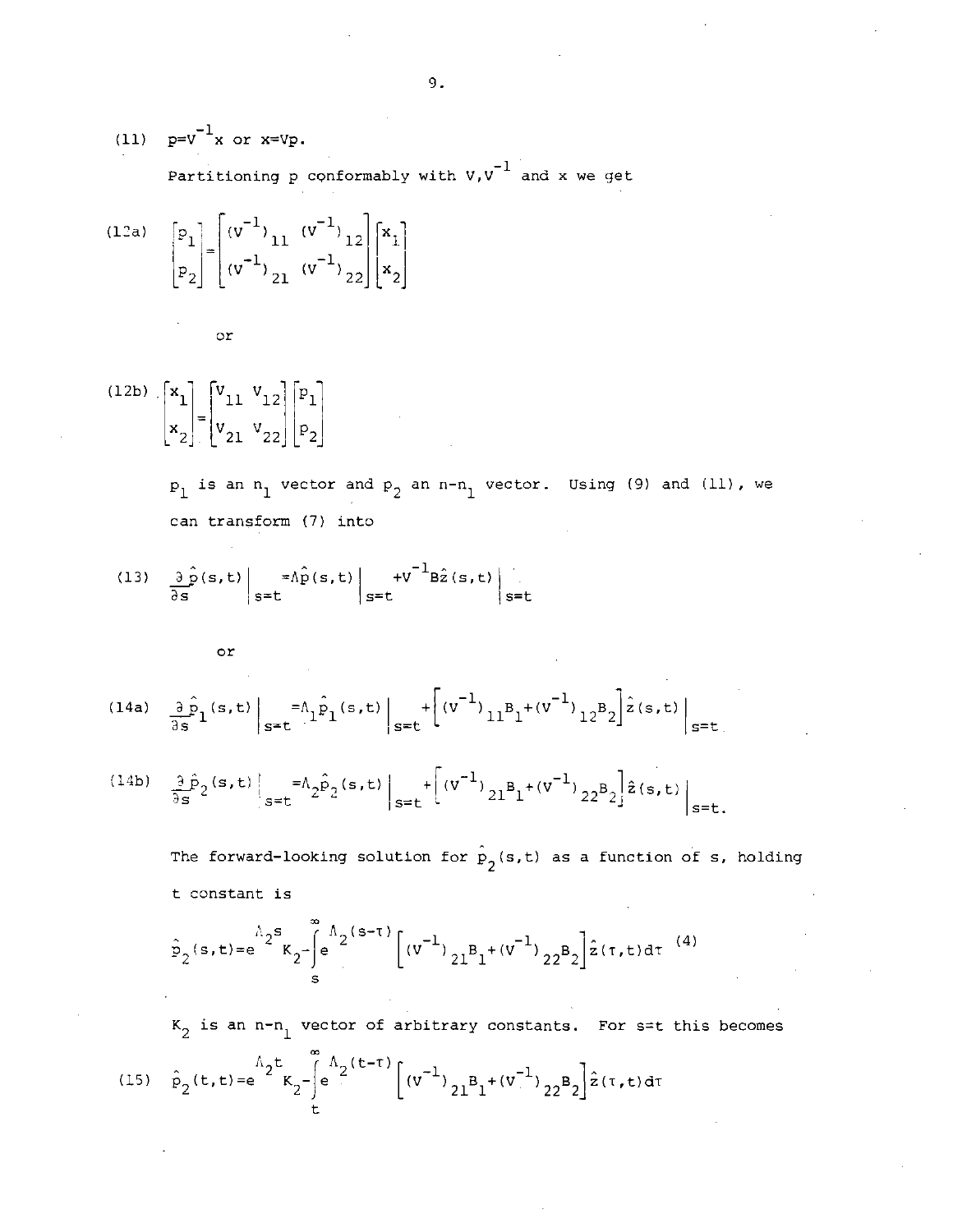(11) $p=V^{-1}x$ or $x=Vp$.

Partitioning p conformably with $V, V^{-1}$ and x we get

$$
\begin{bmatrix} p_1 \\ p_2 \end{bmatrix} = \begin{bmatrix} (V^{-1})_{11} & (V^{-1})_{12} \\ (V^{-1})_{21} & (V^{-1})_{22} \end{bmatrix} \begin{bmatrix} x_1 \\ x_2 \end{bmatrix} \tag{12a}
$$

or

$$
\begin{bmatrix} x_1 \\ x_2 \end{bmatrix} = \begin{bmatrix} V_{11} & V_{12} \\ V_{21} & V_{22} \end{bmatrix} \begin{bmatrix} p_1 \\ p_2 \end{bmatrix} \tag{12b}
$$

$p_1$ is an $n_1$ vector and $p_2$ an $n-n_1$ vector. Using (9) and (11), we can transform (7) into

$$
\frac{\partial \hat{p}(s,t)}{\partial s}\bigg|_{s=t} = \Lambda \hat{p}(s,t)\bigg|_{s=t} + V^{-1}B\hat{z}(s,t)\bigg|_{s=t} \tag{13}
$$

or

$$
\frac{\partial \hat{p}_1(s,t)}{\partial s}\bigg|_{s=t} = \Lambda_1 \hat{p}_1(s,t)\bigg|_{s=t} + \left[(V^{-1})_{11}B_1 + (V^{-1})_{12}B_2\right]\hat{z}(s,t)\bigg|_{s=t} \tag{14a}
$$

$$
\frac{\partial \hat{p}_2(s,t)}{\partial s}\bigg|_{s=t} = \Lambda_2 \hat{p}_2(s,t)\bigg|_{s=t} + \left[(V^{-1})_{21}B_1 + (V^{-1})_{22}B_2\right]\hat{z}(s,t)\bigg|_{s=t}. \tag{14b}
$$

The forward-looking solution for $\hat{p}_2(s,t)$ as a function of s, holding t constant is

$$
\hat{p}_2(s,t) = e^{\Lambda_2 s}K_2 - \int_s^{\infty} e^{\Lambda_2(s-\tau)}\left[(V^{-1})_{21}B_1 + (V^{-1})_{22}B_2\right]\hat{z}(\tau,t)d\tau \quad (4)
$$

$K_2$ is an $n-n_1$ vector of arbitrary constants. For s=t this becomes

$$
\hat{p}_2(t,t) = e^{\Lambda_2 t}K_2 - \int_t^{\infty} e^{\Lambda_2(t-\tau)}\left[(V^{-1})_{21}B_1 + (V^{-1})_{22}B_2\right]\hat{z}(\tau,t)d\tau \tag{15}
$$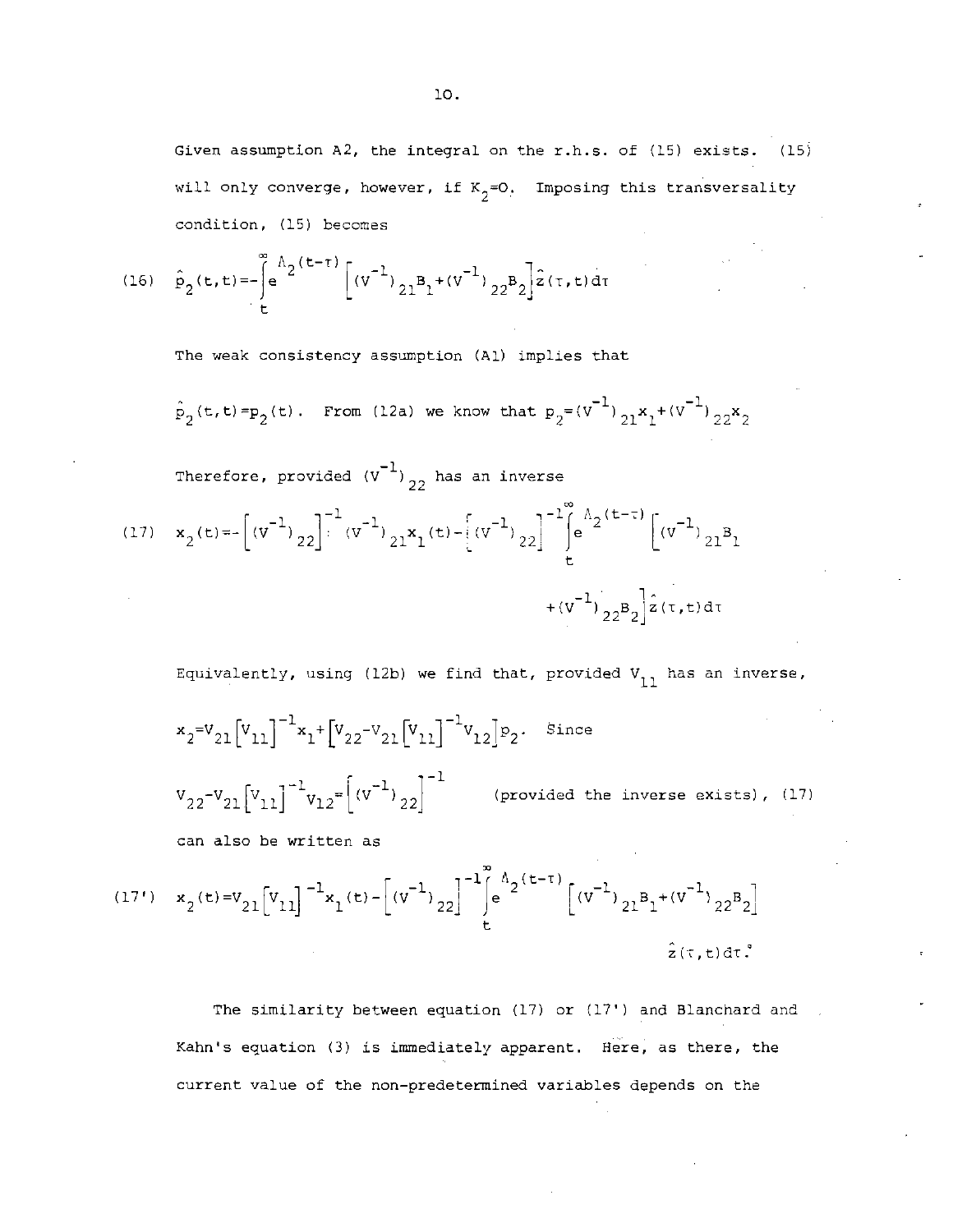Given assumption A2, the integral on the r.h.s. of (15) exists. (15) will only converge, however, if $K_2=0$. Imposing this transversality condition, (15) becomes

$$\text{(16)}\quad \hat{p}_2(t,t)=-\int_t^{\infty} e^{\Lambda_2(t-\tau)}\left[(V^{-1})_{21}B_1+(V^{-1})_{22}B_2\right]\hat{z}(\tau,t)d\tau$$

The weak consistency assumption (A1) implies that

$\hat{p}_2(t,t)=p_2(t)$. From (12a) we know that $p_2=(V^{-1})_{21}x_1+(V^{-1})_{22}x_2$

Therefore, provided $(V^{-1})_{22}$ has an inverse

$$\text{(17)}\quad x_2(t)=-\left[(V^{-1})_{22}\right]^{-1}(V^{-1})_{21}x_1(t)-\left[(V^{-1})_{22}\right]^{-1}\int_t^{\infty} e^{\Lambda_2(t-\tau)}\left[(V^{-1})_{21}B_1+(V^{-1})_{22}B_2\right]\hat{z}(\tau,t)d\tau$$

Equivalently, using (12b) we find that, provided $V_{11}$ has an inverse,

$x_2=V_{21}\left[V_{11}\right]^{-1}x_1+\left[V_{22}-V_{21}\left[V_{11}\right]^{-1}V_{12}\right]p_2$. Since

$V_{22}-V_{21}\left[V_{11}\right]^{-1}V_{12}=\left[(V^{-1})_{22}\right]^{-1}$ (provided the inverse exists), (17) can also be written as

$$\text{(17')}\quad x_2(t)=V_{21}\left[V_{11}\right]^{-1}x_1(t)-\left[(V^{-1})_{22}\right]^{-1}\int_t^{\infty} e^{\Lambda_2(t-\tau)}\left[(V^{-1})_{21}B_1+(V^{-1})_{22}B_2\right]\hat{z}(\tau,t)d\tau.$$

The similarity between equation (17) or (17') and Blanchard and Kahn's equation (3) is immediately apparent. Here, as there, the current value of the non-predetermined variables depends on the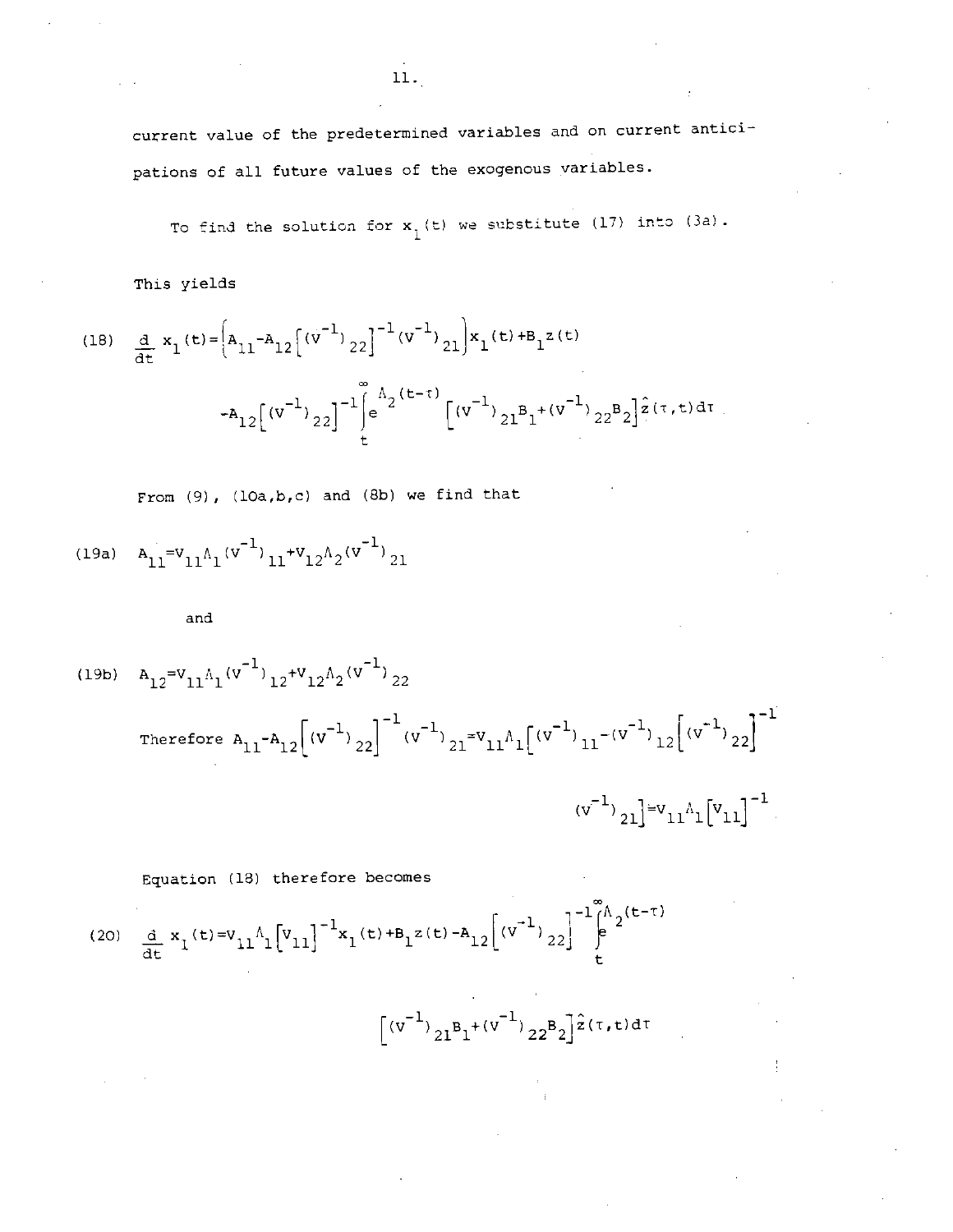current value of the predetermined variables and on current anticipations of all future values of the exogenous variables.

To find the solution for $x_1(t)$ we substitute (17) into (3a).

This yields

$$\text{(18)} \quad \frac{d}{dt} x_1(t) = \left\{ A_{11} - A_{12}\left[(V^{-1})_{22}\right]^{-1}(V^{-1})_{21}\right\} x_1(t) + B_1 z(t)$$

$$- A_{12}\left[(V^{-1})_{22}\right]^{-1} \int_t^{\infty} e^{\Lambda_2(t-\tau)} \left[(V^{-1})_{21}B_1 + (V^{-1})_{22}B_2\right] \hat{z}(\tau,t)\,d\tau$$

From (9), (10a,b,c) and (8b) we find that

$$\text{(19a)} \quad A_{11} = V_{11}\Lambda_1(V^{-1})_{11} + V_{12}\Lambda_2(V^{-1})_{21}$$

and

$$\text{(19b)} \quad A_{12} = V_{11}\Lambda_1(V^{-1})_{12} + V_{12}\Lambda_2(V^{-1})_{22}$$

Therefore $A_{11} - A_{12}\left[(V^{-1})_{22}\right]^{-1}(V^{-1})_{21} = V_{11}\Lambda_1\left[(V^{-1})_{11} - (V^{-1})_{12}\left[(V^{-1})_{22}\right]^{-1} (V^{-1})_{21}\right] = V_{11}\Lambda_1\left[V_{11}\right]^{-1}$

Equation (18) therefore becomes

$$\text{(20)} \quad \frac{d}{dt} x_1(t) = V_{11}\Lambda_1\left[V_{11}\right]^{-1} x_1(t) + B_1 z(t) - A_{12}\left[(V^{-1})_{22}\right]^{-1} \int_t^{\infty} e^{\Lambda_2(t-\tau)}$$

$$\left[(V^{-1})_{21}B_1 + (V^{-1})_{22}B_2\right] \hat{z}(\tau,t)\,d\tau$$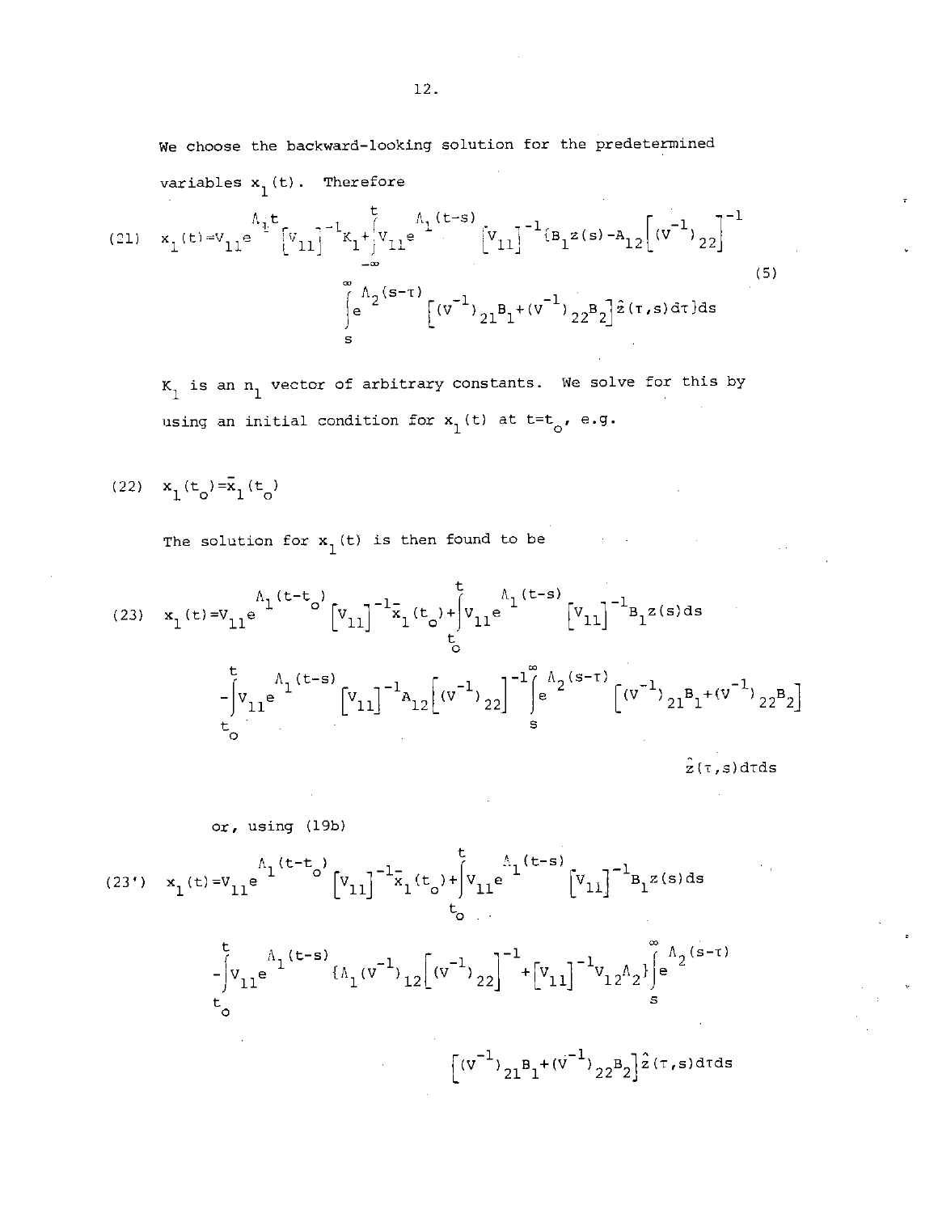We choose the backward-looking solution for the predetermined variables $x_1(t)$. Therefore

$$x_1(t)=V_{11}e^{\Lambda_1 t}\left[V_{11}\right]^{-1}K_1+\int_{-\infty}^{t}V_{11}e^{\Lambda_1(t-s)}\left[V_{11}\right]^{-1}\{B_1 z(s)-A_{12}\left[(V^{-1})_{22}\right]^{-1}\int_s^{\infty}e^{\Lambda_2(s-\tau)}\left[(V^{-1})_{21}B_1+(V^{-1})_{22}B_2\right]\hat{z}(\tau,s)d\tau\}ds \tag{21}$$

(5)

$K_1$ is an $n_1$ vector of arbitrary constants. We solve for this by using an initial condition for $x_1(t)$ at $t=t_o$, e.g.

$$x_1(t_o)=\bar{x}_1(t_o) \tag{22}$$

The solution for $x_1(t)$ is then found to be

$$x_1(t)=V_{11}e^{\Lambda_1(t-t_o)}\left[V_{11}\right]^{-1}\bar{x}_1(t_o)+\int_{t_o}^{t}V_{11}e^{\Lambda_1(t-s)}\left[V_{11}\right]^{-1}B_1 z(s)ds - \int_{t_o}^{t}V_{11}e^{\Lambda_1(t-s)}\left[V_{11}\right]^{-1}A_{12}\left[(V^{-1})_{22}\right]^{-1}\int_s^{\infty}e^{\Lambda_2(s-\tau)}\left[(V^{-1})_{21}B_1+(V^{-1})_{22}B_2\right]\hat{z}(\tau,s)d\tau ds \tag{23}$$

or, using (19b)

$$x_1(t)=V_{11}e^{\Lambda_1(t-t_o)}\left[V_{11}\right]^{-1}\bar{x}_1(t_o)+\int_{t_o}^{t}V_{11}e^{\Lambda_1(t-s)}\left[V_{11}\right]^{-1}B_1 z(s)ds - \int_{t_o}^{t}V_{11}e^{\Lambda_1(t-s)}\{\Lambda_1(V^{-1})_{12}\left[(V^{-1})_{22}\right]^{-1}+\left[V_{11}\right]^{-1}V_{12}\Lambda_2\}\int_s^{\infty}e^{\Lambda_2(s-\tau)}\left[(V^{-1})_{21}B_1+(V^{-1})_{22}B_2\right]\hat{z}(\tau,s)d\tau ds \tag{23'}$$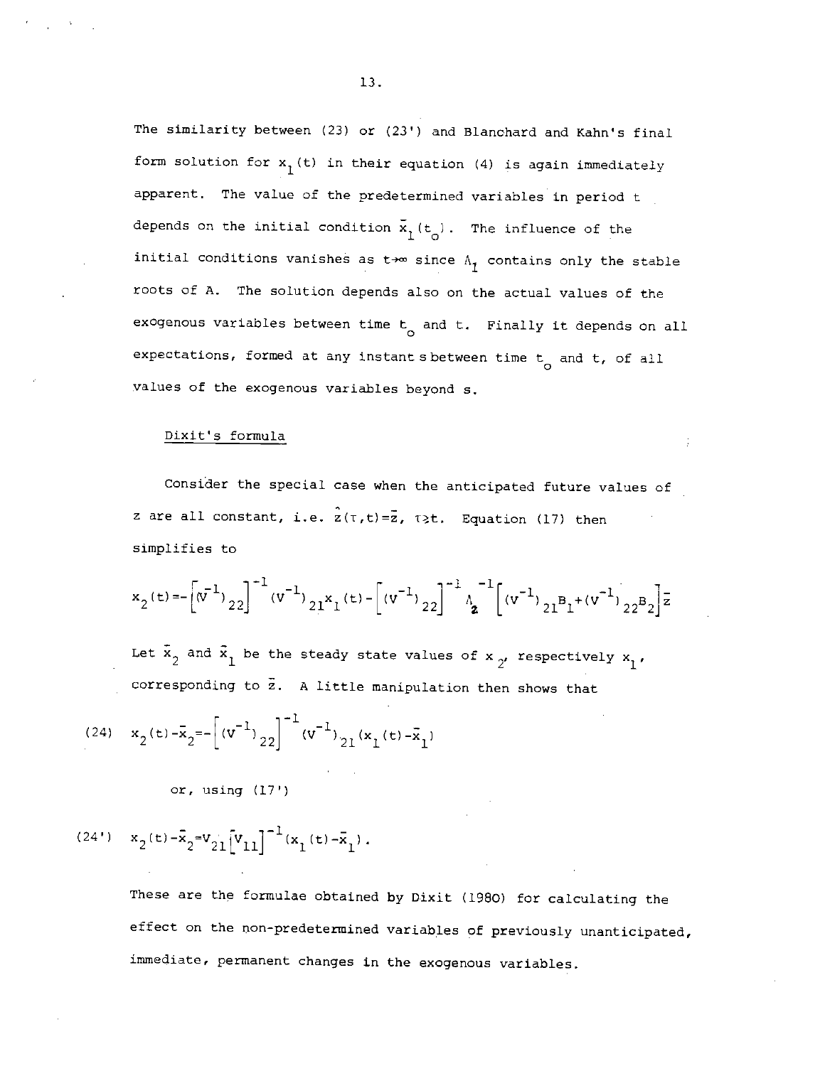The similarity between (23) or (23') and Blanchard and Kahn's final form solution for $x_1(t)$ in their equation (4) is again immediately apparent. The value of the predetermined variables in period t depends on the initial condition $\bar{x}_1(t_o)$. The influence of the initial conditions vanishes as $t\to\infty$ since $\Lambda_1$ contains only the stable roots of A. The solution depends also on the actual values of the exogenous variables between time $t_o$ and t. Finally it depends on all expectations, formed at any instant s between time $t_o$ and t, of all values of the exogenous variables beyond s.

Dixit's formula

Consider the special case when the anticipated future values of z are all constant, i.e. $\hat{z}(\tau,t)=\bar{z}$, $\tau\geq t$. Equation (17) then simplifies to

$$x_2(t)=-\left[(V^{-1})_{22}\right]^{-1}(V^{-1})_{21}x_1(t)-\left[(V^{-1})_{22}\right]^{-1}\Lambda_2^{-1}\left[(V^{-1})_{21}B_1+(V^{-1})_{22}B_2\right]\bar{z}$$

Let $\bar{x}_2$ and $\bar{x}_1$ be the steady state values of $x_2$, respectively $x_1$, corresponding to $\bar{z}$. A little manipulation then shows that

$$(24)\quad x_2(t)-\bar{x}_2=-\left[(V^{-1})_{22}\right]^{-1}(V^{-1})_{21}(x_1(t)-\bar{x}_1)$$

or, using (17')

$$(24')\quad x_2(t)-\bar{x}_2=V_{21}\left[V_{11}\right]^{-1}(x_1(t)-\bar{x}_1).$$

These are the formulae obtained by Dixit (1980) for calculating the effect on the non-predetermined variables of previously unanticipated, immediate, permanent changes in the exogenous variables.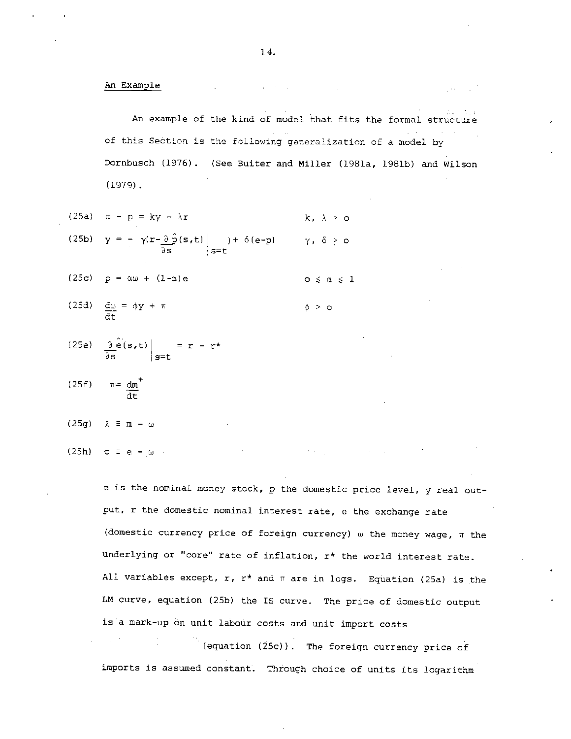## An Example

An example of the kind of model that fits the formal structure of this Section is the following generalization of a model by Dornbusch (1976). (See Buiter and Miller (1981a, 1981b) and Wilson (1979).

$$m - p = ky - \lambda r \qquad k, \lambda > 0 \tag{25a}$$

$$y = -\gamma\left(r - \frac{\partial \hat{p}(s,t)}{\partial s}\bigg|_{s=t}\right) + \delta(e-p) \qquad \gamma, \delta > 0 \tag{25b}$$

$$p = \alpha\omega + (1-\alpha)e \qquad 0 \leq \alpha \leq 1 \tag{25c}$$

$$\frac{d\omega}{dt} = \phi y + \pi \qquad \phi > 0 \tag{25d}$$

$$\frac{\partial \hat{e}(s,t)}{\partial s}\bigg|_{s=t} = r - r^* \tag{25e}$$

$$\pi = \frac{dm^+}{dt} \tag{25f}$$

$$\ell \equiv m - \omega \tag{25g}$$

$$c \equiv e - \omega \tag{25h}$$

$m$ is the nominal money stock, $p$ the domestic price level, $y$ real output, $r$ the domestic nominal interest rate, $e$ the exchange rate (domestic currency price of foreign currency) $\omega$ the money wage, $\pi$ the underlying or "core" rate of inflation, $r^*$ the world interest rate. All variables except, $r$, $r^*$ and $\pi$ are in logs. Equation (25a) is the LM curve, equation (25b) the IS curve. The price of domestic output is a mark-up on unit labour costs and unit import costs (equation (25c)). The foreign currency price of imports is assumed constant. Through choice of units its logarithm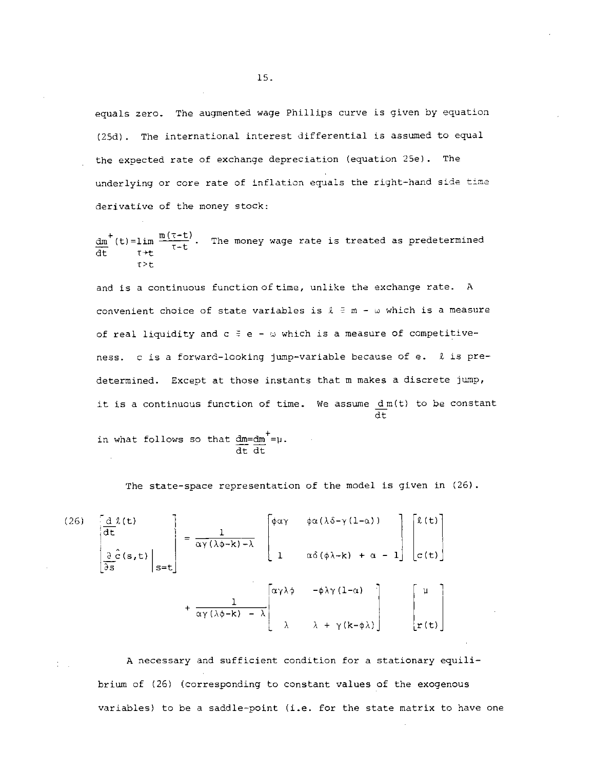equals zero. The augmented wage Phillips curve is given by equation (25d). The international interest differential is assumed to equal the expected rate of exchange depreciation (equation 25e). The underlying or core rate of inflation equals the right-hand side time derivative of the money stock:

$\frac{dm^+}{dt}(t) = \lim_{\substack{\tau \to t \\ \tau > t}} \frac{m(\tau - t)}{\tau - t}$. The money wage rate is treated as predetermined and is a continuous function of time, unlike the exchange rate. A convenient choice of state variables is $\ell \equiv m - \omega$ which is a measure of real liquidity and $c \equiv e - \omega$ which is a measure of competitiveness. $c$ is a forward-looking jump-variable because of $e$. $\ell$ is predetermined. Except at those instants that $m$ makes a discrete jump, it is a continuous function of time. We assume $\frac{d\,m(t)}{dt}$ to be constant in what follows so that $\frac{dm}{dt} = \frac{dm^+}{dt} = \mu$.

The state-space representation of the model is given in (26).

$$
(26) \quad \begin{bmatrix} \frac{d\,\ell(t)}{dt} \\ \left.\frac{\partial \hat{c}(s,t)}{\partial s}\right|_{s=t} \end{bmatrix} = \frac{1}{\alpha\gamma(\lambda\phi - k) - \lambda} \begin{bmatrix} \phi\alpha\gamma & \phi\alpha(\lambda\delta - \gamma(1-\alpha)) \\ 1 & \alpha\delta(\phi\lambda - k) + \alpha - 1 \end{bmatrix} \begin{bmatrix} \ell(t) \\ c(t) \end{bmatrix}
$$

$$
+ \frac{1}{\alpha\gamma(\lambda\phi - k) - \lambda} \begin{bmatrix} \alpha\gamma\lambda\phi & -\phi\lambda\gamma(1-\alpha) \\ \lambda & \lambda + \gamma(k - \phi\lambda) \end{bmatrix} \begin{bmatrix} \mu \\ r(t) \end{bmatrix}
$$

A necessary and sufficient condition for a stationary equilibrium of (26) (corresponding to constant values of the exogenous variables) to be a saddle-point (i.e. for the state matrix to have one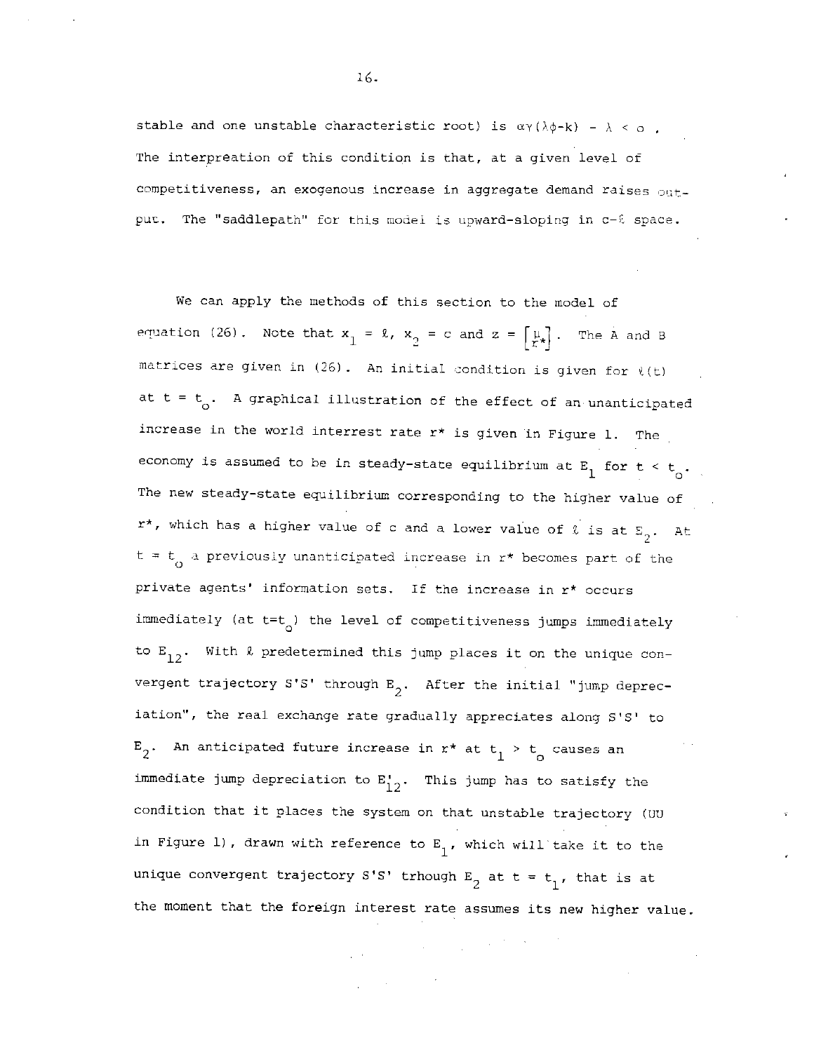stable and one unstable characteristic root) is $\alpha\gamma(\lambda\phi-k) - \lambda < 0$. The interpreation of this condition is that, at a given level of competitiveness, an exogenous increase in aggregate demand raises output. The "saddlepath" for this model is upward-sloping in $c$-$\ell$ space.

We can apply the methods of this section to the model of equation (26). Note that $x_1 = \ell$, $x_2 = c$ and $z = \begin{bmatrix} \mu \\ r^* \end{bmatrix}$. The A and B matrices are given in (26). An initial condition is given for $\ell(t)$ at $t = t_o$. A graphical illustration of the effect of an unanticipated increase in the world interrest rate $r^*$ is given in Figure 1. The economy is assumed to be in steady-state equilibrium at $E_1$ for $t < t_o$. The new steady-state equilibrium corresponding to the higher value of $r^*$, which has a higher value of $c$ and a lower value of $\ell$ is at $E_2$. At $t = t_o$ a previously unanticipated increase in $r^*$ becomes part of the private agents' information sets. If the increase in $r^*$ occurs immediately (at $t=t_o$) the level of competitiveness jumps immediately to $E_{12}$. With $\ell$ predetermined this jump places it on the unique convergent trajectory S'S' through $E_2$. After the initial "jump depreciation", the real exchange rate gradually appreciates along S'S' to $E_2$. An anticipated future increase in $r^*$ at $t_1 > t_o$ causes an immediate jump depreciation to $E'_{12}$. This jump has to satisfy the condition that it places the system on that unstable trajectory (UU in Figure 1), drawn with reference to $E_1$, which will take it to the unique convergent trajectory S'S' trhough $E_2$ at $t = t_1$, that is at the moment that the foreign interest rate assumes its new higher value.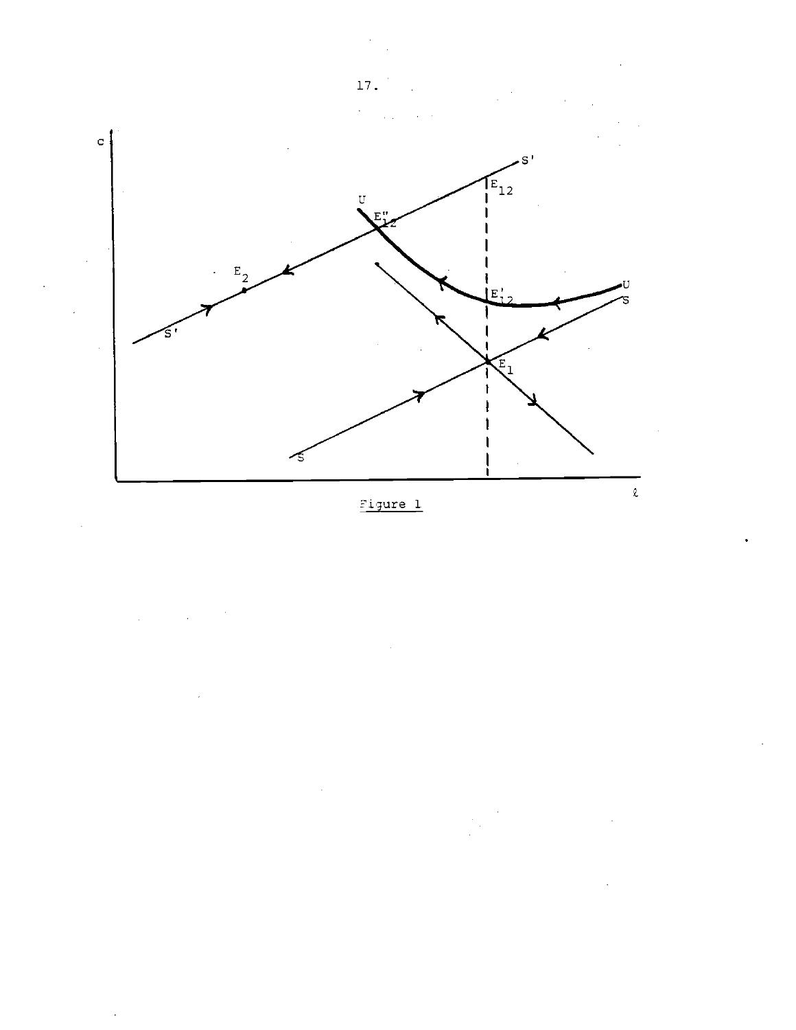Figure 1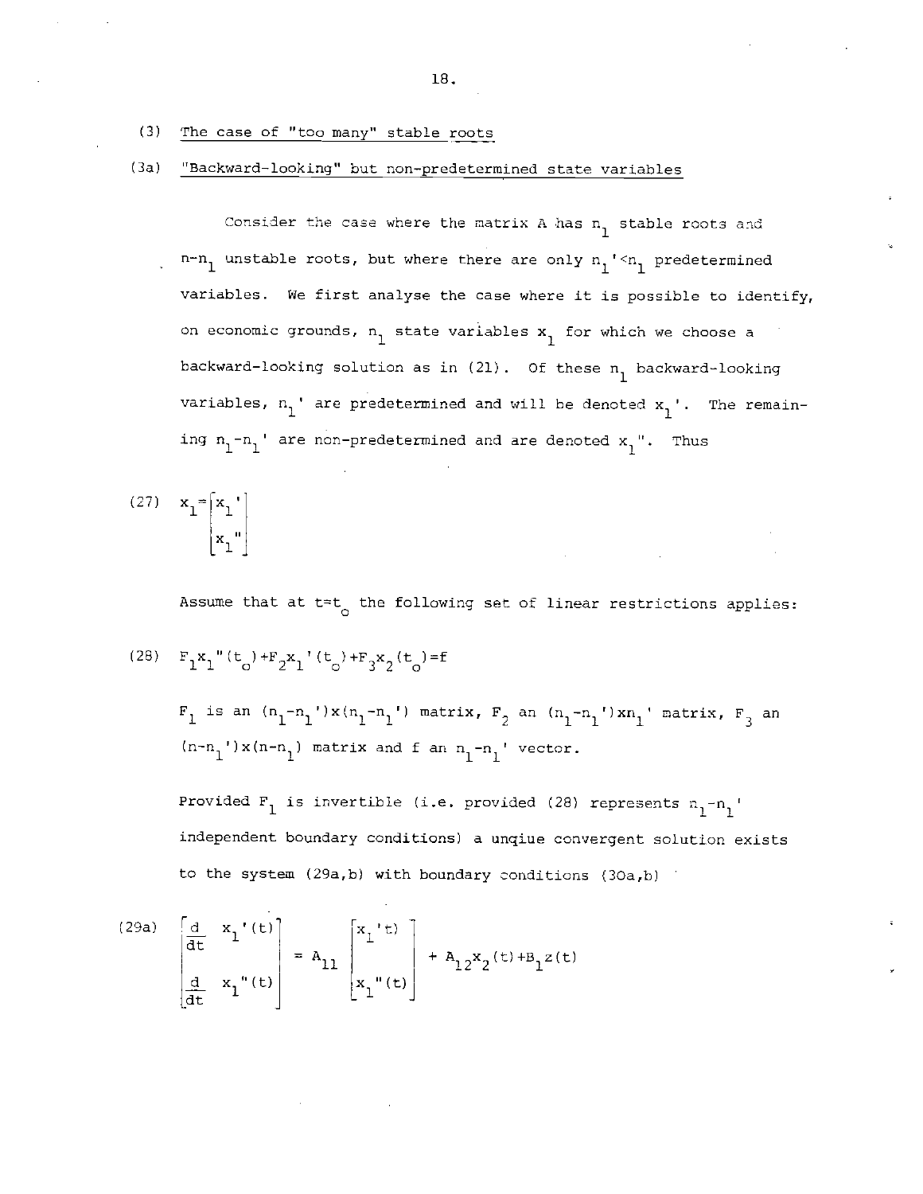(3) The case of "too many" stable roots

(3a) "Backward-looking" but non-predetermined state variables

Consider the case where the matrix A has $n_1$ stable roots and $n-n_1$ unstable roots, but where there are only $n_1'<n_1$ predetermined variables. We first analyse the case where it is possible to identify, on economic grounds, $n_1$ state variables $x_1$ for which we choose a backward-looking solution as in (21). Of these $n_1$ backward-looking variables, $n_1'$ are predetermined and will be denoted $x_1'$. The remaining $n_1-n_1'$ are non-predetermined and are denoted $x_1''$. Thus

$$(27)\quad x_1=\begin{bmatrix} x_1' \\ x_1'' \end{bmatrix}$$

Assume that at $t=t_o$ the following set of linear restrictions applies:

$$(28)\quad F_1x_1''(t_o)+F_2x_1'(t_o)+F_3x_2(t_o)=f$$

$F_1$ is an $(n_1-n_1')\times(n_1-n_1')$ matrix, $F_2$ an $(n_1-n_1')\times n_1'$ matrix, $F_3$ an $(n-n_1')\times(n-n_1)$ matrix and f an $n_1-n_1'$ vector.

Provided $F_1$ is invertible (i.e. provided (28) represents $n_1-n_1'$ independent boundary conditions) a unqiue convergent solution exists to the system (29a,b) with boundary conditions (30a,b)

$$(29a)\quad \begin{bmatrix} \frac{d}{dt} & x_1'(t) \\ \frac{d}{dt} & x_1''(t) \end{bmatrix} = A_{11}\begin{bmatrix} x_1'(t) \\ x_1''(t) \end{bmatrix} + A_{12}x_2(t)+B_1z(t)$$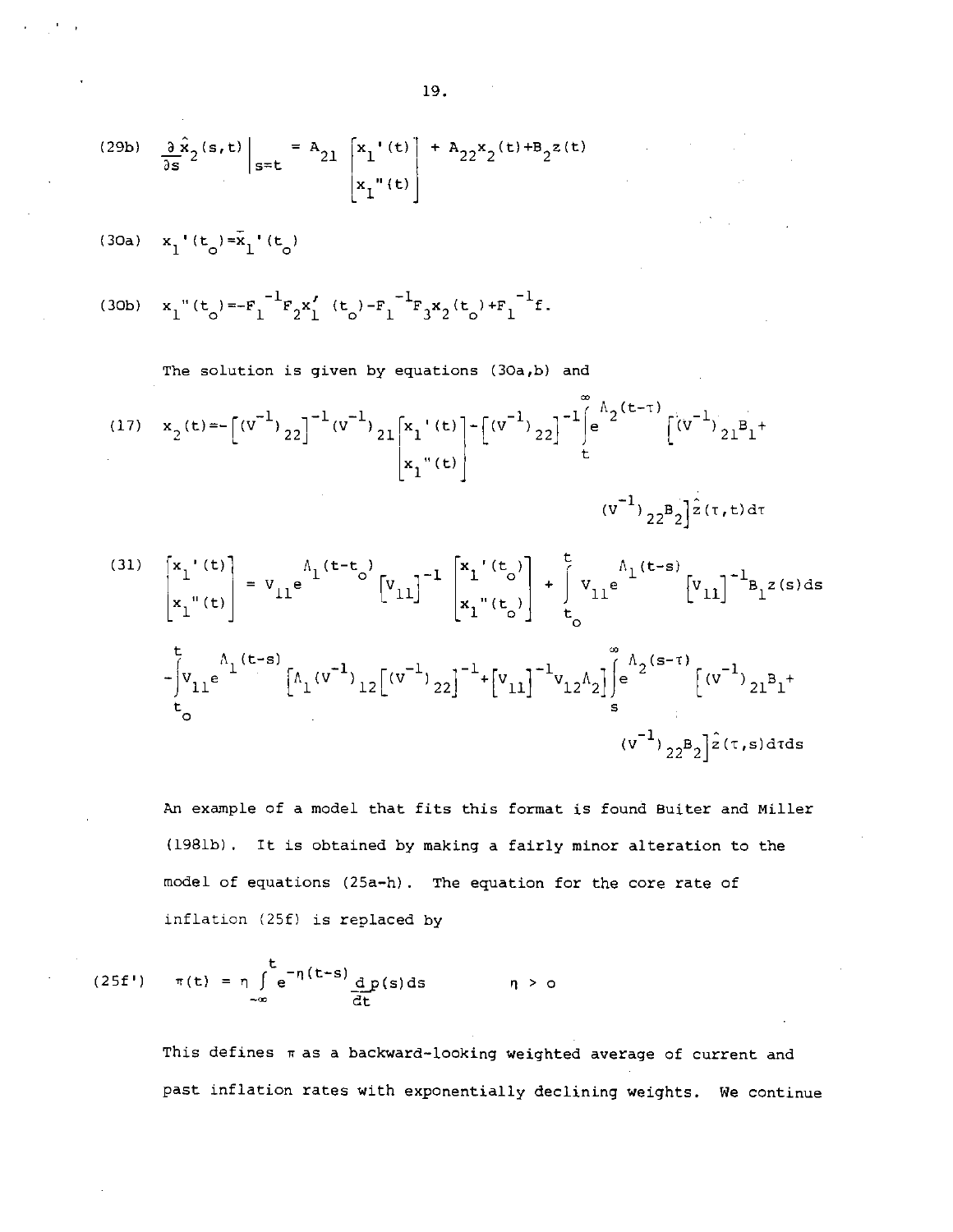(29b) $$\left.\frac{\partial \hat{x}_2(s,t)}{\partial s}\right|_{s=t} = A_{21}\begin{bmatrix} x_1'(t) \\ x_1''(t) \end{bmatrix} + A_{22}x_2(t)+B_2 z(t)$$

(30a) $$x_1'(t_o)=\bar{x}_1'(t_o)$$

(30b) $$x_1''(t_o)=-F_1^{-1}F_2 x_1'(t_o)-F_1^{-1}F_3 x_2(t_o)+F_1^{-1}f.$$

The solution is given by equations (30a,b) and

(17) $$x_2(t)=-\left[(V^{-1})_{22}\right]^{-1}(V^{-1})_{21}\begin{bmatrix} x_1'(t) \\ x_1''(t) \end{bmatrix}-\left[(V^{-1})_{22}\right]^{-1}\int_t^{\infty} e^{\Lambda_2(t-\tau)}\left[(V^{-1})_{21}B_1+(V^{-1})_{22}B_2\right]\hat{z}(\tau,t)d\tau$$

(31) $$\begin{bmatrix} x_1'(t) \\ x_1''(t) \end{bmatrix} = V_{11}e^{\Lambda_1(t-t_o)}\left[V_{11}\right]^{-1}\begin{bmatrix} x_1'(t_o) \\ x_1''(t_o) \end{bmatrix} + \int_{t_o}^{t} V_{11}e^{\Lambda_1(t-s)}\left[V_{11}\right]^{-1}B_1 z(s)ds$$
$$-\int_{t_o}^{t} V_{11}e^{\Lambda_1(t-s)}\left[\Lambda_1(V^{-1})_{12}\left[(V^{-1})_{22}\right]^{-1}+\left[V_{11}\right]^{-1}V_{12}\Lambda_2\right]\int_s^{\infty} e^{\Lambda_2(s-\tau)}\left[(V^{-1})_{21}B_1+(V^{-1})_{22}B_2\right]\hat{z}(\tau,s)d\tau ds$$

An example of a model that fits this format is found Buiter and Miller (1981b). It is obtained by making a fairly minor alteration to the model of equations (25a-h). The equation for the core rate of inflation (25f) is replaced by

(25f') $$\pi(t) = \eta\int_{-\infty}^{t} e^{-\eta(t-s)}\frac{d}{dt}p(s)ds \qquad \eta > 0$$

This defines $\pi$ as a backward-looking weighted average of current and past inflation rates with exponentially declining weights. We continue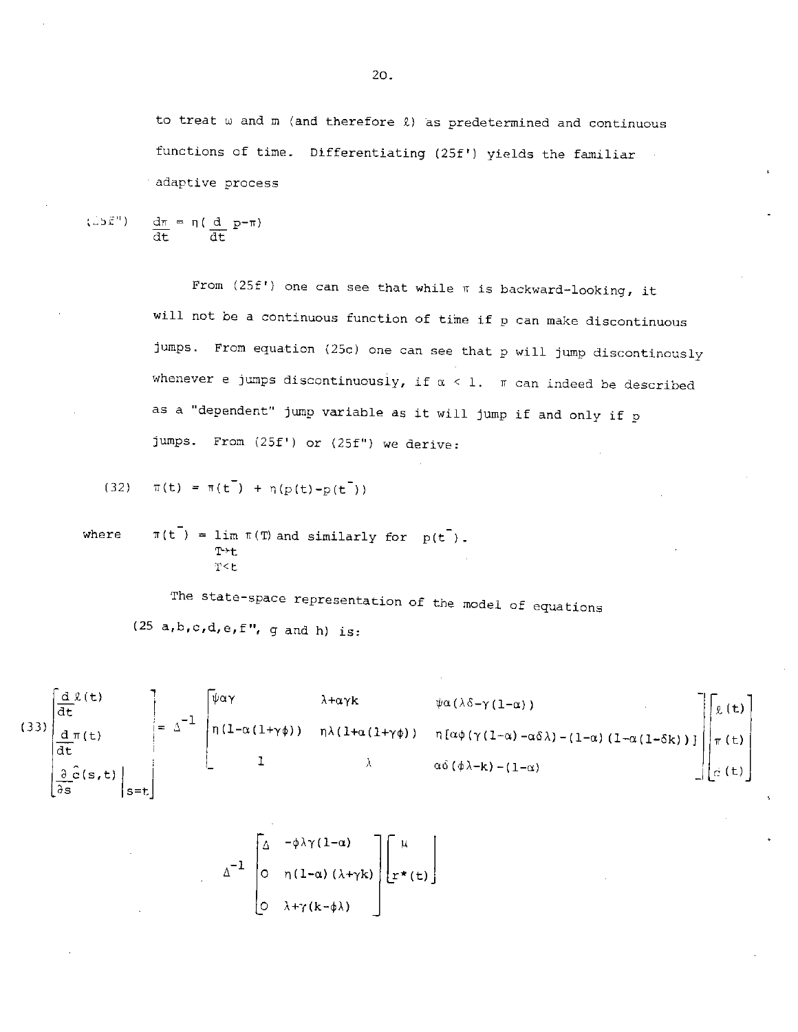to treat $\omega$ and $m$ (and therefore $\ell$) as predetermined and continuous functions of time. Differentiating (25f') yields the familiar adaptive process

$$\text{(25f'')} \qquad \frac{d\pi}{dt} = \eta\left(\frac{d}{dt}p - \pi\right)$$

From (25f') one can see that while $\pi$ is backward-looking, it will not be a continuous function of time if $p$ can make discontinuous jumps. From equation (25c) one can see that $p$ will jump discontinously whenever $e$ jumps discontinuously, if $\alpha < 1$. $\pi$ can indeed be described as a "dependent" jump variable as it will jump if and only if $p$ jumps. From (25f') or (25f'') we derive:

$$\text{(32)} \qquad \pi(t) = \pi(t^-) + \eta(p(t) - p(t^-))$$

where $\pi(t^-) = \lim\limits_{\substack{T \to t \\ T < t}} \pi(T)$ and similarly for $p(t^-)$.

The state-space representation of the model of equations (25 a,b,c,d,e,f'', g and h) is:

$$\text{(33)} \quad \begin{bmatrix} \frac{d\ell(t)}{dt} \\ \frac{d\pi(t)}{dt} \\ \left.\frac{\partial \hat{c}(s,t)}{\partial s}\right|_{s=t} \end{bmatrix} = \Delta^{-1} \begin{bmatrix} \psi\alpha\gamma & \lambda+\alpha\gamma k & \psi\alpha(\lambda\delta-\gamma(1-\alpha)) \\ \eta(1-\alpha(1+\gamma\phi)) & \eta\lambda(1+\alpha(1+\gamma\phi)) & \eta[\alpha\phi(\gamma(1-\alpha)-\alpha\delta\lambda)-(1-\alpha)(1-\alpha(1-\delta k))] \\ 1 & \lambda & \alpha\delta(\phi\lambda-k)-(1-\alpha) \end{bmatrix} \begin{bmatrix} \ell(t) \\ \pi(t) \\ \hat{c}(t) \end{bmatrix}$$

$$\Delta^{-1} \begin{bmatrix} \Delta & -\phi\lambda\gamma(1-\alpha) \\ 0 & \eta(1-\alpha)(\lambda+\gamma k) \\ 0 & \lambda+\gamma(k-\phi\lambda) \end{bmatrix} \begin{bmatrix} \mu \\ r^*(t) \end{bmatrix}$$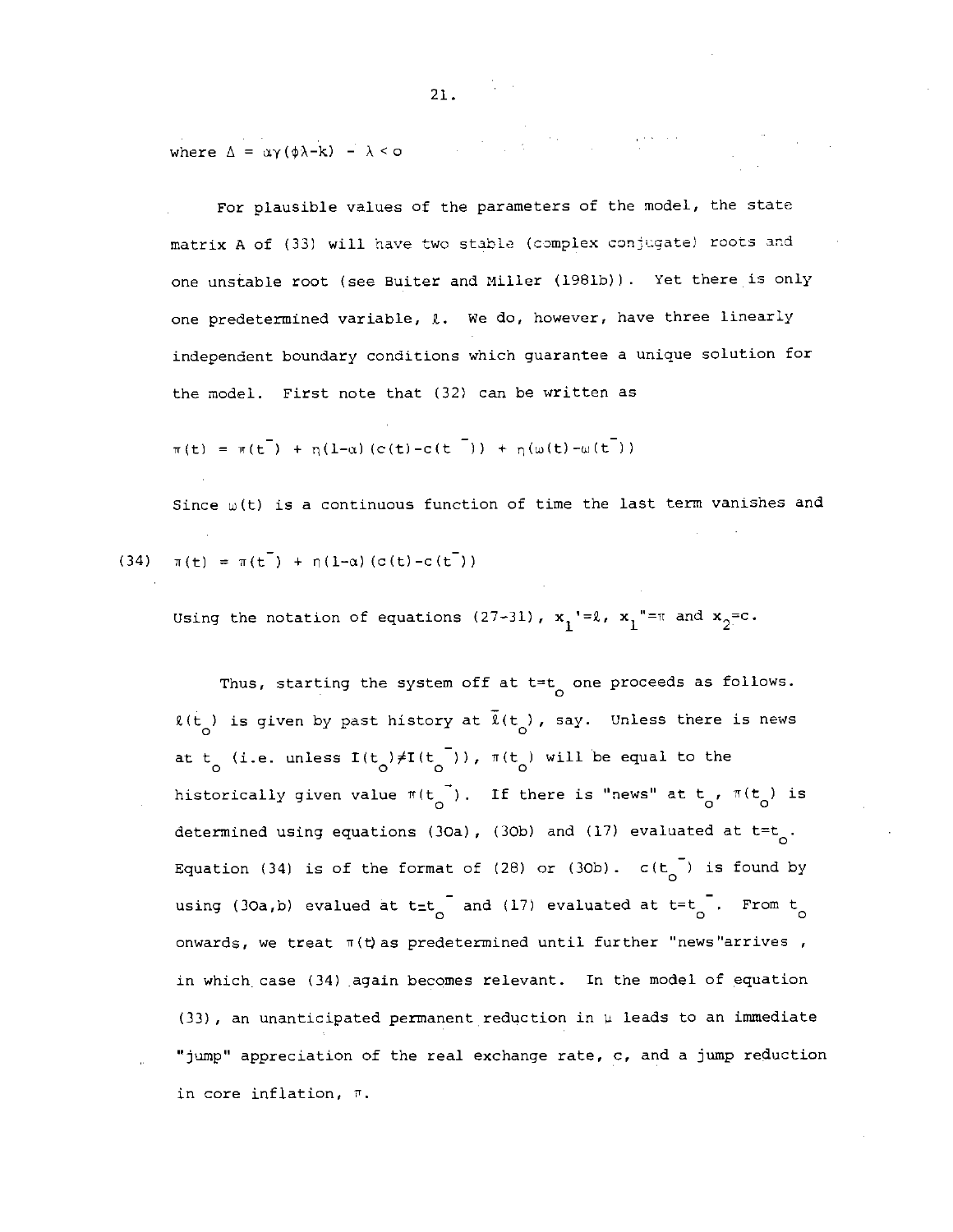where $\Delta = \alpha\gamma(\phi\lambda - k) - \lambda < 0$

For plausible values of the parameters of the model, the state matrix A of (33) will have two stable (complex conjugate) roots and one unstable root (see Buiter and Miller (1981b)). Yet there is only one predetermined variable, $\ell$. We do, however, have three linearly independent boundary conditions which guarantee a unique solution for the model. First note that (32) can be written as

$$\pi(t) = \pi(t^-) + \eta(1-\alpha)(c(t)-c(t^-)) + \eta(\omega(t)-\omega(t^-))$$

Since $\omega(t)$ is a continuous function of time the last term vanishes and

$$\pi(t) = \pi(t^-) + \eta(1-\alpha)(c(t)-c(t^-)) \tag{34}$$

Using the notation of equations (27-31), $x_1{}' = \ell$, $x_1{}'' = \pi$ and $x_2 = c$.

Thus, starting the system off at $t=t_o$ one proceeds as follows. $\ell(t_o)$ is given by past history at $\bar{\ell}(t_o)$, say. Unless there is news at $t_o$ (i.e. unless $I(t_o) \neq I(t_o^-)$), $\pi(t_o)$ will be equal to the historically given value $\pi(t_o^-)$. If there is "news" at $t_o$, $\pi(t_o)$ is determined using equations (30a), (30b) and (17) evaluated at $t=t_o$. Equation (34) is of the format of (28) or (30b). $c(t_o^-)$ is found by using (30a,b) evalued at $t=t_o^-$ and (17) evaluated at $t=t_o^-$. From $t_o$ onwards, we treat $\pi(t)$ as predetermined until further "news" arrives, in which case (34) again becomes relevant. In the model of equation (33), an unanticipated permanent reduction in $\mu$ leads to an immediate "jump" appreciation of the real exchange rate, $c$, and a jump reduction in core inflation, $\pi$.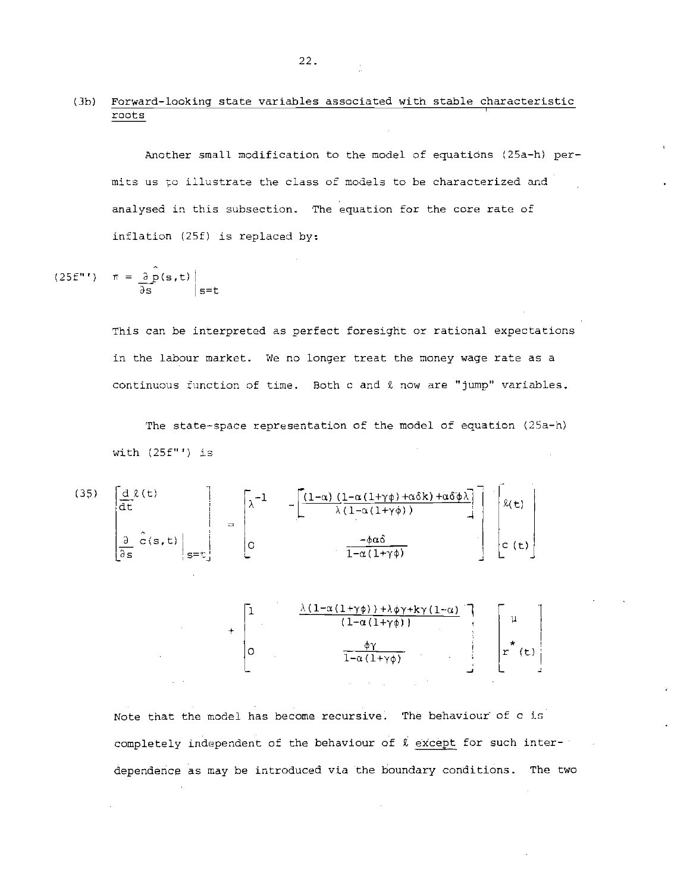### (3b) Forward-looking state variables associated with stable characteristic roots

Another small modification to the model of equations (25a-h) permits us to illustrate the class of models to be characterized and analysed in this subsection. The equation for the core rate of inflation (25f) is replaced by:

$$\text{(25f''')} \qquad \pi = \left.\frac{\partial \hat{p}(s,t)}{\partial s}\right|_{s=t}$$

This can be interpreted as perfect foresight or rational expectations in the labour market. We no longer treat the money wage rate as a continuous function of time. Both c and $\ell$ now are "jump" variables.

The state-space representation of the model of equation (25a-h) with (25f''') is

$$\text{(35)} \qquad \begin{bmatrix} \dfrac{d\,\ell(t)}{dt} \\[2ex] \left.\dfrac{\partial}{\partial s}\hat{c}(s,t)\right|_{s=t} \end{bmatrix} = \begin{bmatrix} \lambda^{-1} & -\left[\dfrac{(1-\alpha)(1-\alpha(1+\gamma\phi)+\alpha\delta k)+\alpha\delta\phi\lambda}{\lambda(1-\alpha(1+\gamma\phi))}\right] \\[2ex] 0 & \dfrac{-\phi\alpha\delta}{1-\alpha(1+\gamma\phi)} \end{bmatrix} \begin{bmatrix} \ell(t) \\[2ex] c(t) \end{bmatrix}$$

$$+ \begin{bmatrix} 1 & \dfrac{\lambda(1-\alpha(1+\gamma\phi))+\lambda\phi\gamma+k\gamma(1-\alpha)}{(1-\alpha(1+\gamma\phi))} \\[2ex] 0 & \dfrac{\phi\gamma}{1-\alpha(1+\gamma\phi)} \end{bmatrix} \begin{bmatrix} \mu \\[2ex] r^{*}(t) \end{bmatrix}$$

Note that the model has become recursive. The behaviour of c is completely independent of the behaviour of $\ell$ <u>except</u> for such interdependence as may be introduced via the boundary conditions. The two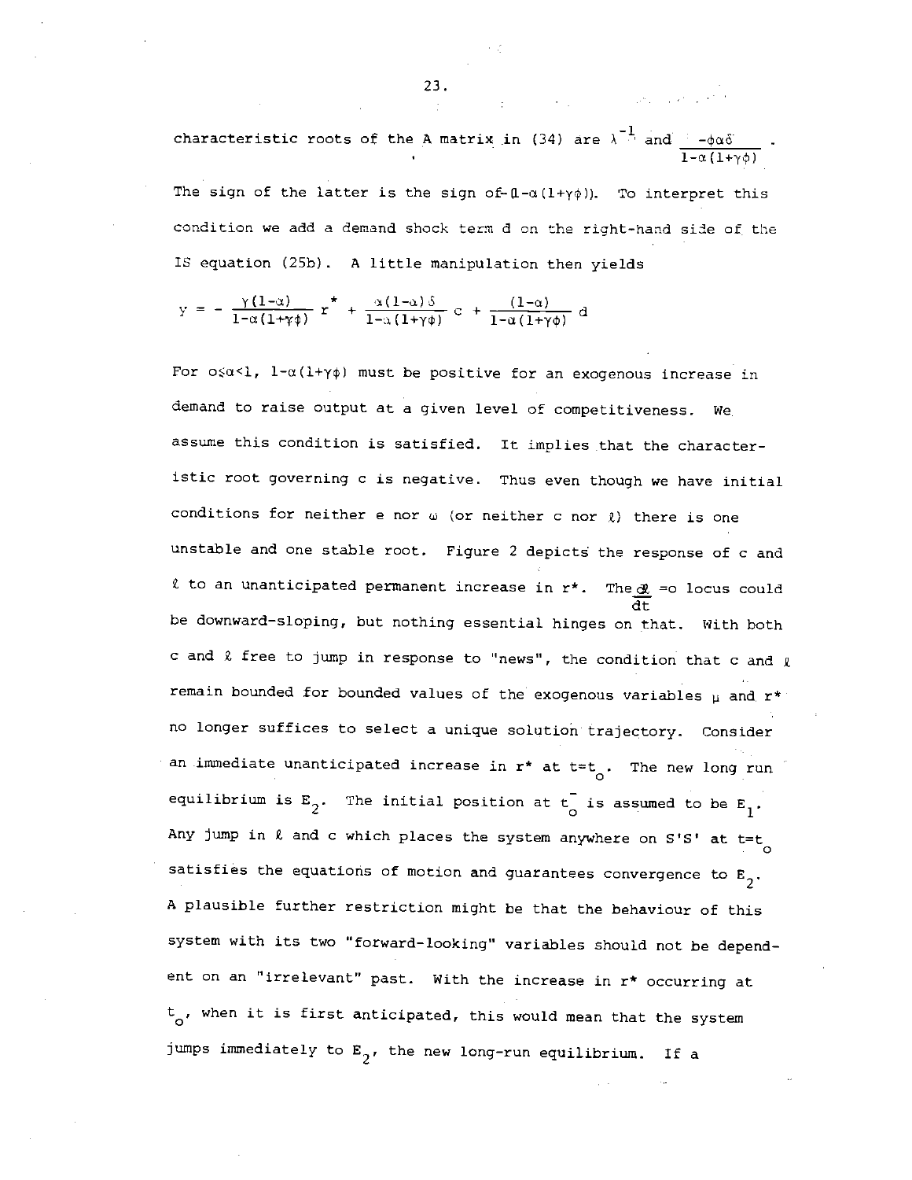characteristic roots of the A matrix in (34) are $\lambda^{-1}$ and $\frac{-\phi\alpha\delta}{1-\alpha(1+\gamma\phi)}$.

The sign of the latter is the sign of $-(1-\alpha(1+\gamma\phi))$. To interpret this condition we add a demand shock term d on the right-hand side of the IS equation (25b). A little manipulation then yields

$$y = -\frac{\gamma(1-\alpha)}{1-\alpha(1+\gamma\phi)} r^* + \frac{\alpha(1-\alpha)\delta}{1-\alpha(1+\gamma\phi)} c + \frac{(1-\alpha)}{1-\alpha(1+\gamma\phi)} d$$

For $0 \leq \alpha < 1$, $1-\alpha(1+\gamma\phi)$ must be positive for an exogenous increase in demand to raise output at a given level of competitiveness. We assume this condition is satisfied. It implies that the characteristic root governing c is negative. Thus even though we have initial conditions for neither e nor $\omega$ (or neither c nor $\ell$) there is one unstable and one stable root. Figure 2 depicts the response of c and $\ell$ to an unanticipated permanent increase in $r^*$. The $\frac{d\ell}{dt} = 0$ locus could be downward-sloping, but nothing essential hinges on that. With both c and $\ell$ free to jump in response to "news", the condition that c and $\ell$ remain bounded for bounded values of the exogenous variables $\mu$ and $r^*$ no longer suffices to select a unique solution trajectory. Consider an immediate unanticipated increase in $r^*$ at $t=t_0$. The new long run equilibrium is $E_2$. The initial position at $t_0^-$ is assumed to be $E_1$. Any jump in $\ell$ and c which places the system anywhere on S'S' at $t=t_0$ satisfies the equations of motion and guarantees convergence to $E_2$. A plausible further restriction might be that the behaviour of this system with its two "forward-looking" variables should not be dependent on an "irrelevant" past. With the increase in $r^*$ occurring at $t_0$, when it is first anticipated, this would mean that the system jumps immediately to $E_2$, the new long-run equilibrium. If a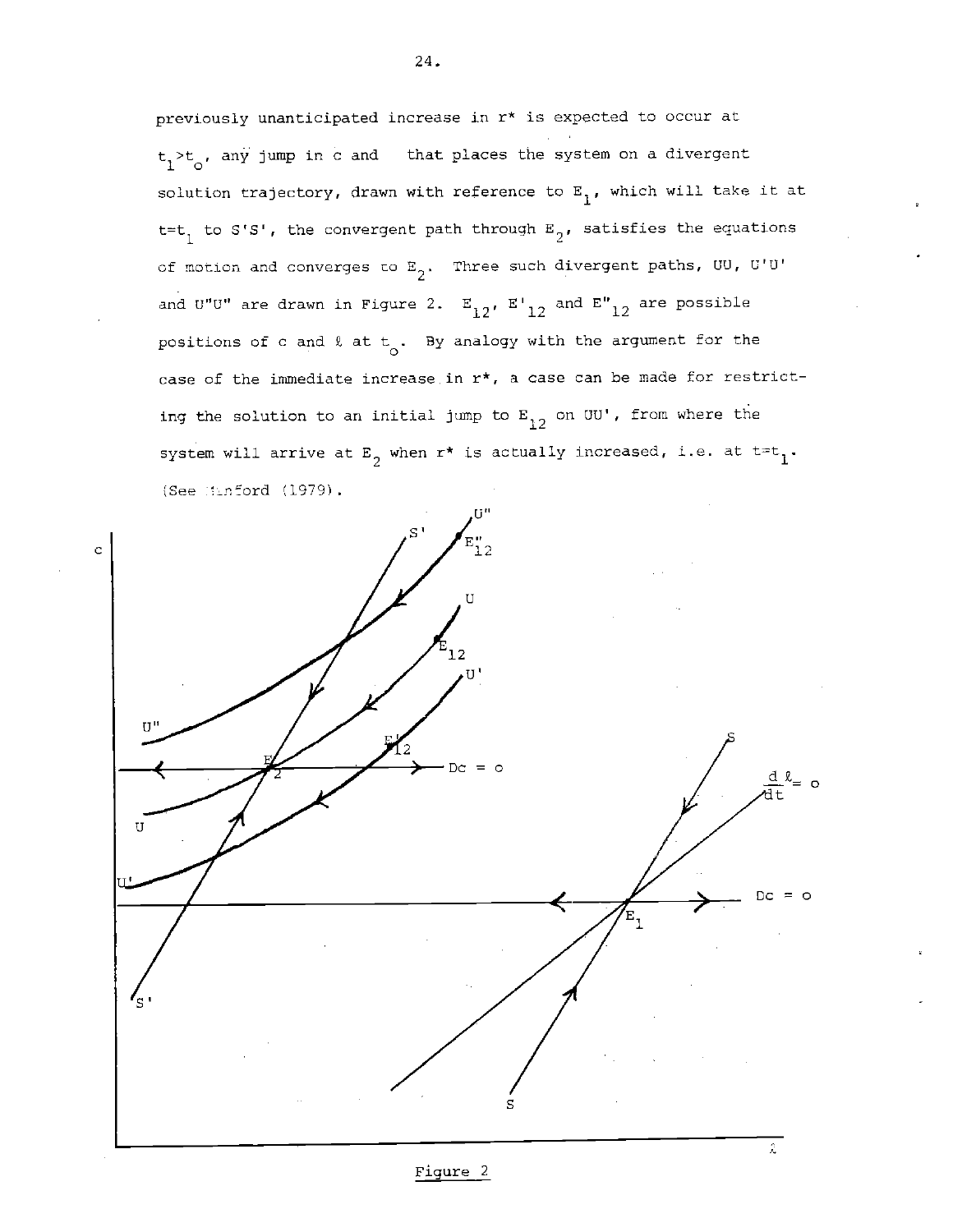previously unanticipated increase in $r^*$ is expected to occur at $t_1 > t_o$, any jump in c and that places the system on a divergent solution trajectory, drawn with reference to $E_1$, which will take it at $t=t_1$ to S'S', the convergent path through $E_2$, satisfies the equations of motion and converges to $E_2$. Three such divergent paths, UU, U'U' and U"U" are drawn in Figure 2. $E_{12}$, $E'_{12}$ and $E"_{12}$ are possible positions of c and ℓ at $t_o$. By analogy with the argument for the case of the immediate increase in $r^*$, a case can be made for restricting the solution to an initial jump to $E_{12}$ on UU', from where the system will arrive at $E_2$ when $r^*$ is actually increased, i.e. at $t=t_1$. (See Minford (1979).

Figure 2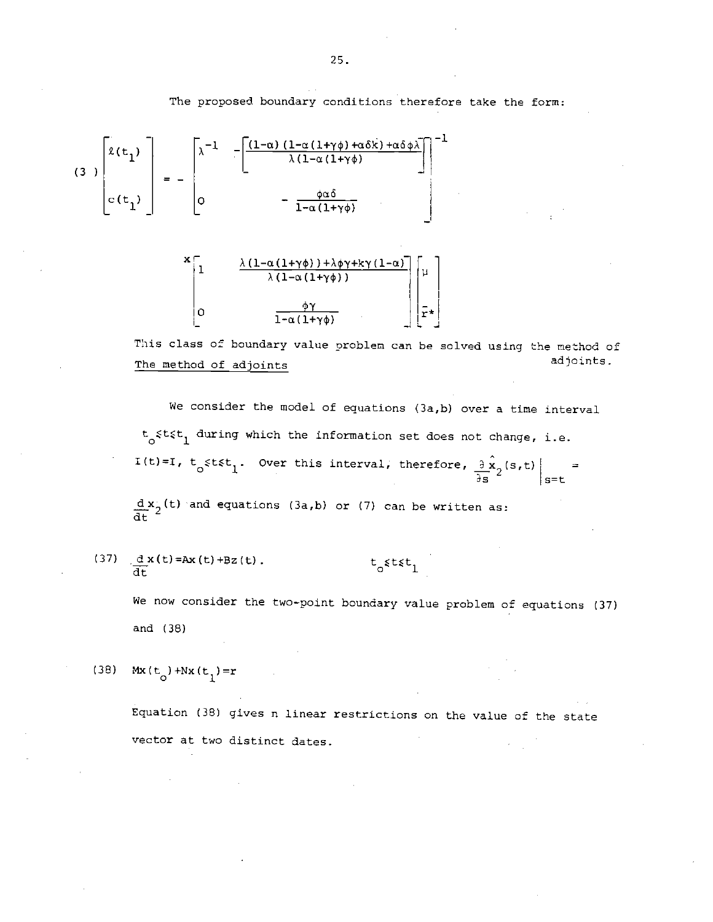The proposed boundary conditions therefore take the form:

$$
(3\ ) \quad \begin{bmatrix} \ell(t_1) \\ \\ c(t_1) \end{bmatrix} = - \begin{bmatrix} \lambda^{-1} & -\left[\dfrac{(1-\alpha)(1-\alpha(1+\gamma\phi)+\alpha\delta k)+\alpha\delta\phi\lambda}{\lambda(1-\alpha(1+\gamma\phi)}\right] \\ \\ 0 & -\dfrac{\phi\alpha\delta}{1-\alpha(1+\gamma\phi)} \end{bmatrix}^{-1}
$$

$$
\times \begin{bmatrix} 1 & \dfrac{\lambda(1-\alpha(1+\gamma\phi))+\lambda\phi\gamma+k\gamma(1-\alpha)}{\lambda(1-\alpha(1+\gamma\phi))} \\ \\ 0 & \dfrac{\phi\gamma}{1-\alpha(1+\gamma\phi)} \end{bmatrix} \begin{bmatrix} \mu \\ \\ \bar{r}^* \end{bmatrix}
$$

This class of boundary value problem can be solved using the method of adjoints.

The method of adjoints

We consider the model of equations (3a,b) over a time interval $t_o \leq t \leq t_1$ during which the information set does not change, i.e. $I(t)=I$, $t_o \leq t \leq t_1$. Over this interval, therefore, $\left.\dfrac{\partial \hat{x}_2(s,t)}{\partial s}\right|_{s=t} = \dfrac{d x_2(t)}{dt}$ and equations (3a,b) or (7) can be written as:

$$
(37) \quad \frac{d}{dt}x(t)=Ax(t)+Bz(t). \qquad t_o \leq t \leq t_1
$$

We now consider the two-point boundary value problem of equations (37) and (38)

$$
(38) \quad Mx(t_o)+Nx(t_1)=r
$$

Equation (38) gives n linear restrictions on the value of the state vector at two distinct dates.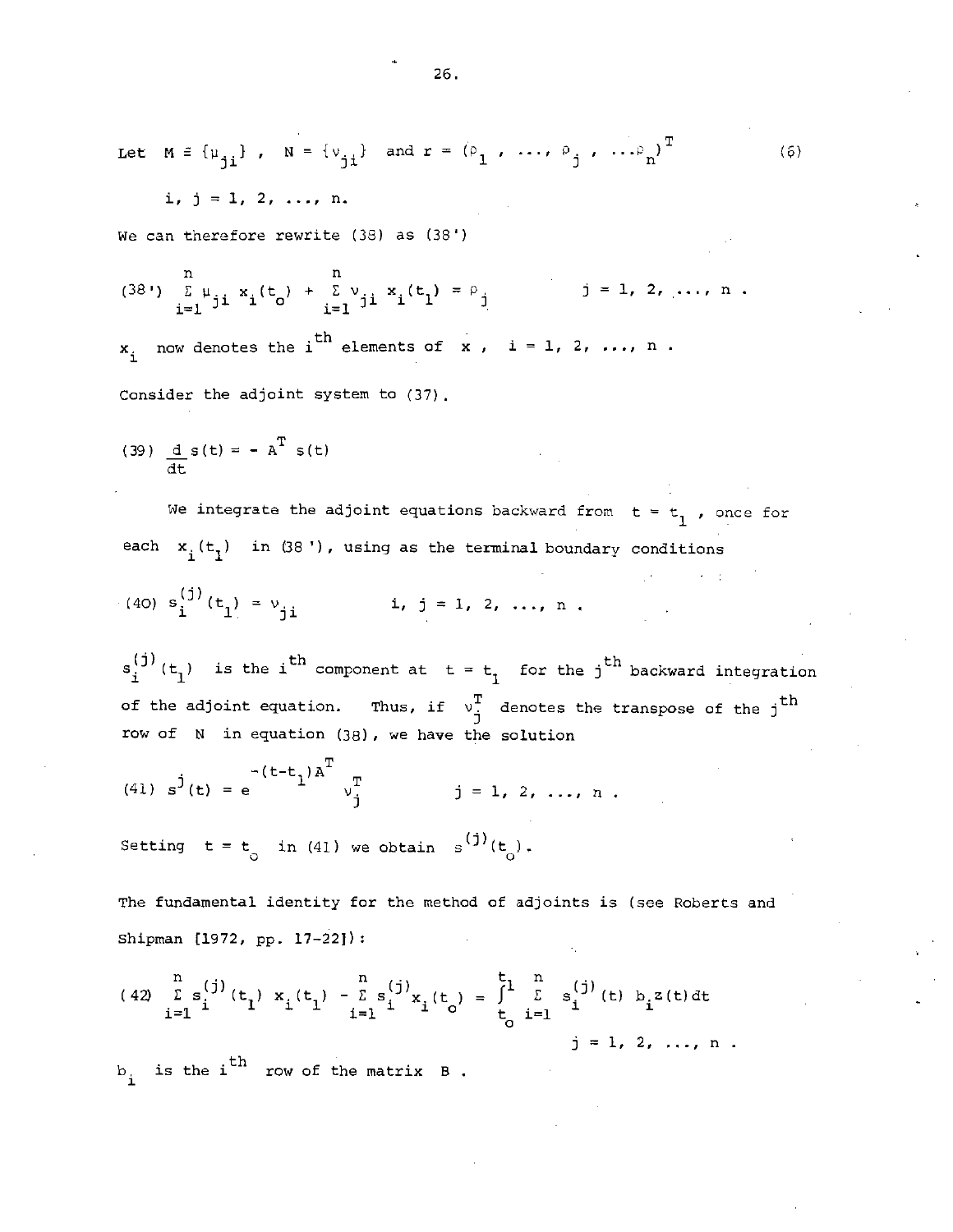Let $M \equiv \{\mu_{ji}\}$ , $N = \{\nu_{ji}\}$ and $r = (\rho_1 , \ldots, \rho_j , \ldots \rho_n)^T$ (6)

$i, j = 1, 2, \ldots, n.$

We can therefore rewrite (38) as (38')

$$(38') \quad \sum_{i=1}^{n} \mu_{ji} \, x_i(t_o) + \sum_{i=1}^{n} \nu_{ji} \, x_i(t_1) = \rho_j \qquad j = 1, 2, \ldots, n .$$

$x_i$ now denotes the $i^{th}$ elements of $x$ , $i = 1, 2, \ldots, n$ .

Consider the adjoint system to (37).

$$(39) \quad \frac{d}{dt} s(t) = - A^T s(t)$$

We integrate the adjoint equations backward from $t = t_1$ , once for each $x_i(t_1)$ in (38'), using as the terminal boundary conditions

$$(40) \quad s_i^{(j)}(t_1) = \nu_{ji} \qquad i, j = 1, 2, \ldots, n .$$

$s_i^{(j)}(t_1)$ is the $i^{th}$ component at $t = t_1$ for the $j^{th}$ backward integration of the adjoint equation. Thus, if $\nu_j^T$ denotes the transpose of the $j^{th}$ row of $N$ in equation (38), we have the solution

$$(41) \quad s^j(t) = e^{-(t-t_1)A^T} \nu_j^T \qquad j = 1, 2, \ldots, n .$$

Setting $t = t_o$ in (41) we obtain $s^{(j)}(t_o)$.

The fundamental identity for the method of adjoints is (see Roberts and Shipman [1972, pp. 17-22]):

$$(42) \quad \sum_{i=1}^{n} s_i^{(j)}(t_1) \, x_i(t_1) - \sum_{i=1}^{n} s_i^{(j)} x_i(t_o) = \int_{t_o}^{t_1} \sum_{i=1}^{n} s_i^{(j)}(t) \, b_i z(t) dt$$

$$j = 1, 2, \ldots, n .$$

$b_i$ is the $i^{th}$ row of the matrix $B$ .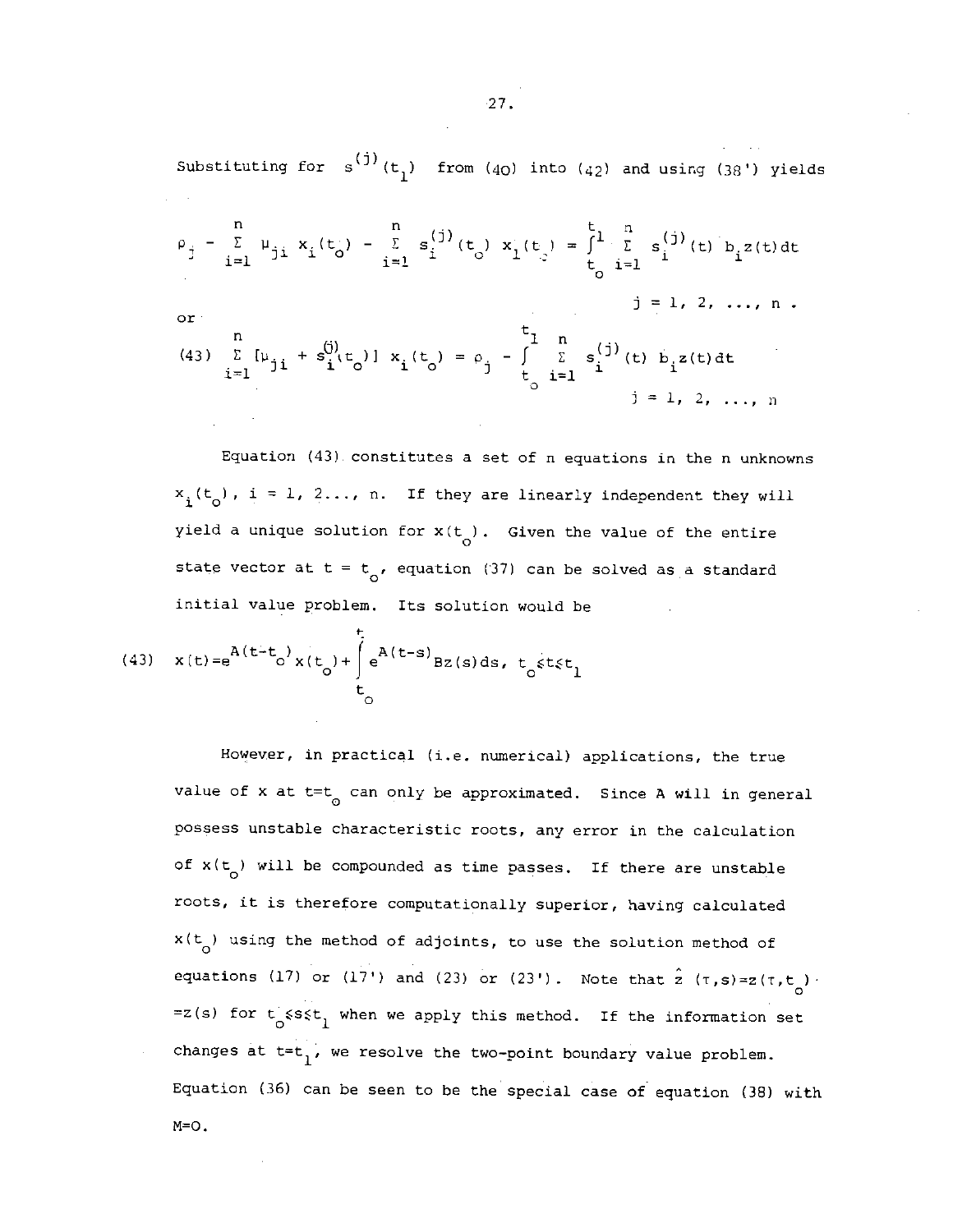Substituting for $s^{(j)}(t_1)$ from (40) into (42) and using (38') yields

$$\rho_j - \sum_{i=1}^{n} \mu_{ji} x_i(t_o) - \sum_{i=1}^{n} s_i^{(j)}(t_o) x_i(t_o) = \int_{t_o}^{t_1} \sum_{i=1}^{n} s_i^{(j)}(t) b_i z(t) dt$$

$$j = 1, 2, \ldots, n .$$

or

$$(43) \quad \sum_{i=1}^{n} [\mu_{ji} + s_i^{(j)}(t_o)] x_i(t_o) = \rho_j - \int_{t_o}^{t_1} \sum_{i=1}^{n} s_i^{(j)}(t) b_i z(t) dt$$

$$j = 1, 2, \ldots, n$$

Equation (43) constitutes a set of n equations in the n unknowns $x_i(t_o)$, $i = 1, 2\ldots, n$. If they are linearly independent they will yield a unique solution for $x(t_o)$. Given the value of the entire state vector at $t = t_o$, equation (37) can be solved as a standard initial value problem. Its solution would be

$$(43) \quad x(t) = e^{A(t-t_o)} x(t_o) + \int_{t_o}^{t} e^{A(t-s)} Bz(s) ds, \quad t_o \leq t \leq t_1$$

However, in practical (i.e. numerical) applications, the true value of x at $t=t_o$ can only be approximated. Since A will in general possess unstable characteristic roots, any error in the calculation of $x(t_o)$ will be compounded as time passes. If there are unstable roots, it is therefore computationally superior, having calculated $x(t_o)$ using the method of adjoints, to use the solution method of equations (17) or (17') and (23) or (23'). Note that $\hat{z}(\tau, s) = z(\tau, t_o) = z(s)$ for $t_o \leq s \leq t_1$ when we apply this method. If the information set changes at $t=t_1$, we resolve the two-point boundary value problem. Equation (36) can be seen to be the special case of equation (38) with M=O.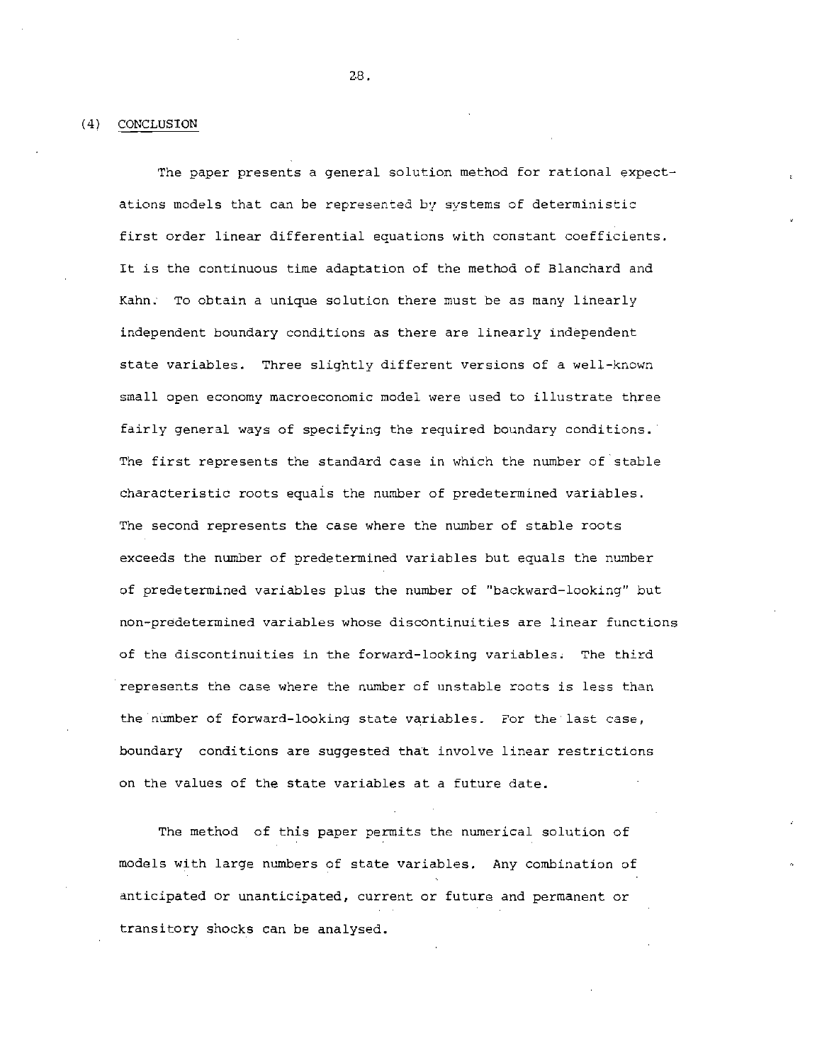## (4) CONCLUSION

The paper presents a general solution method for rational expectations models that can be represented by systems of deterministic first order linear differential equations with constant coefficients. It is the continuous time adaptation of the method of Blanchard and Kahn. To obtain a unique solution there must be as many linearly independent boundary conditions as there are linearly independent state variables. Three slightly different versions of a well-known small open economy macroeconomic model were used to illustrate three fairly general ways of specifying the required boundary conditions. The first represents the standard case in which the number of stable characteristic roots equals the number of predetermined variables. The second represents the case where the number of stable roots exceeds the number of predetermined variables but equals the number of predetermined variables plus the number of "backward-looking" but non-predetermined variables whose discontinuities are linear functions of the discontinuities in the forward-looking variables. The third represents the case where the number of unstable roots is less than the number of forward-looking state variables. For the last case, boundary conditions are suggested that involve linear restrictions on the values of the state variables at a future date.

The method of this paper permits the numerical solution of models with large numbers of state variables. Any combination of anticipated or unanticipated, current or future and permanent or transitory shocks can be analysed.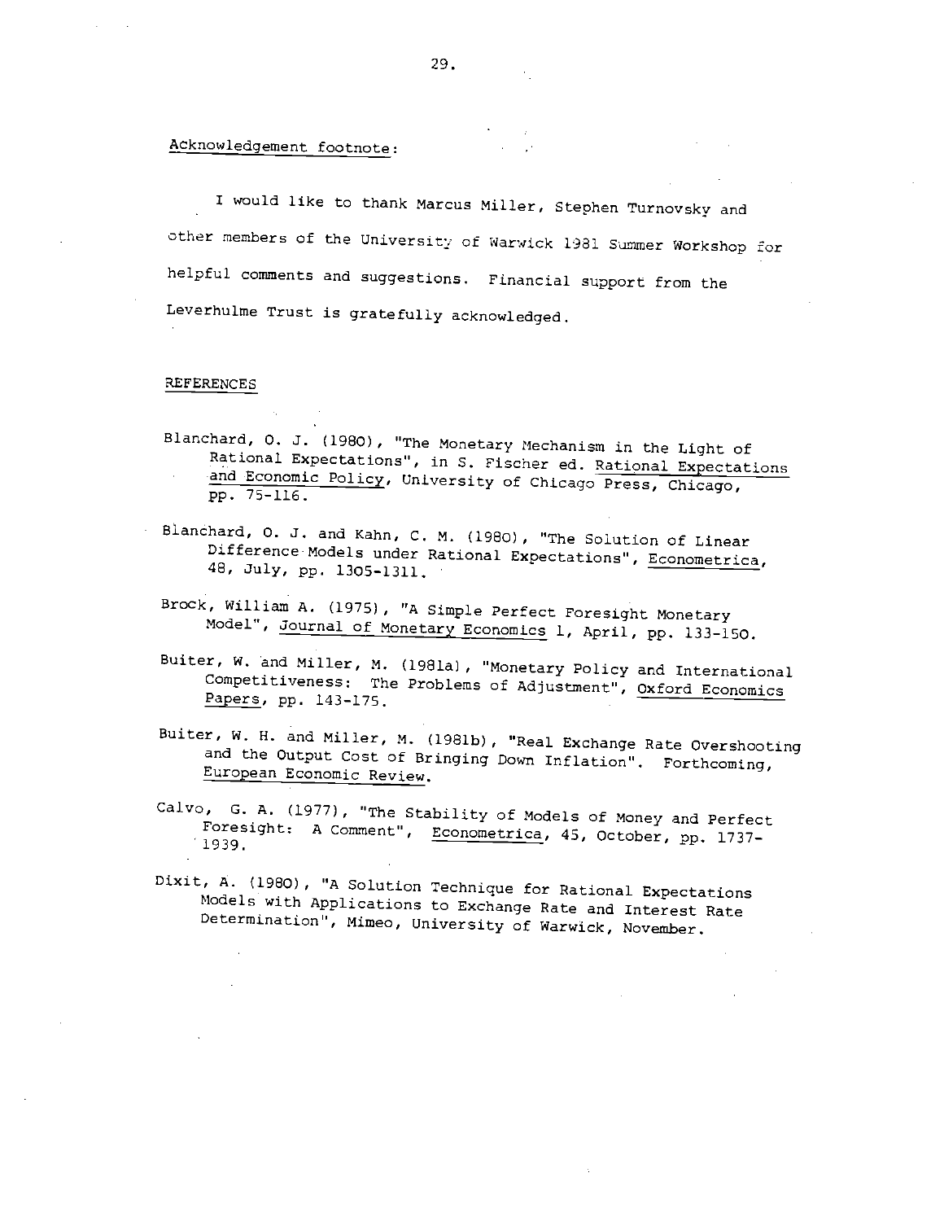Acknowledgement footnote:

I would like to thank Marcus Miller, Stephen Turnovsky and other members of the University of Warwick 1981 Summer Workshop for helpful comments and suggestions. Financial support from the Leverhulme Trust is gratefully acknowledged.

## REFERENCES

Blanchard, O. J. (1980), "The Monetary Mechanism in the Light of Rational Expectations", in S. Fischer ed. Rational Expectations and Economic Policy, University of Chicago Press, Chicago, pp. 75-116.

Blanchard, O. J. and Kahn, C. M. (1980), "The Solution of Linear Difference Models under Rational Expectations", Econometrica, 48, July, pp. 1305-1311.

Brock, William A. (1975), "A Simple Perfect Foresight Monetary Model", Journal of Monetary Economics 1, April, pp. 133-150.

Buiter, W. and Miller, M. (1981a), "Monetary Policy and International Competitiveness: The Problems of Adjustment", Oxford Economics Papers, pp. 143-175.

Buiter, W. H. and Miller, M. (1981b), "Real Exchange Rate Overshooting and the Output Cost of Bringing Down Inflation". Forthcoming, European Economic Review.

Calvo, G. A. (1977), "The Stability of Models of Money and Perfect Foresight: A Comment", Econometrica, 45, October, pp. 1737-1939.

Dixit, A. (1980), "A Solution Technique for Rational Expectations Models with Applications to Exchange Rate and Interest Rate Determination", Mimeo, University of Warwick, November.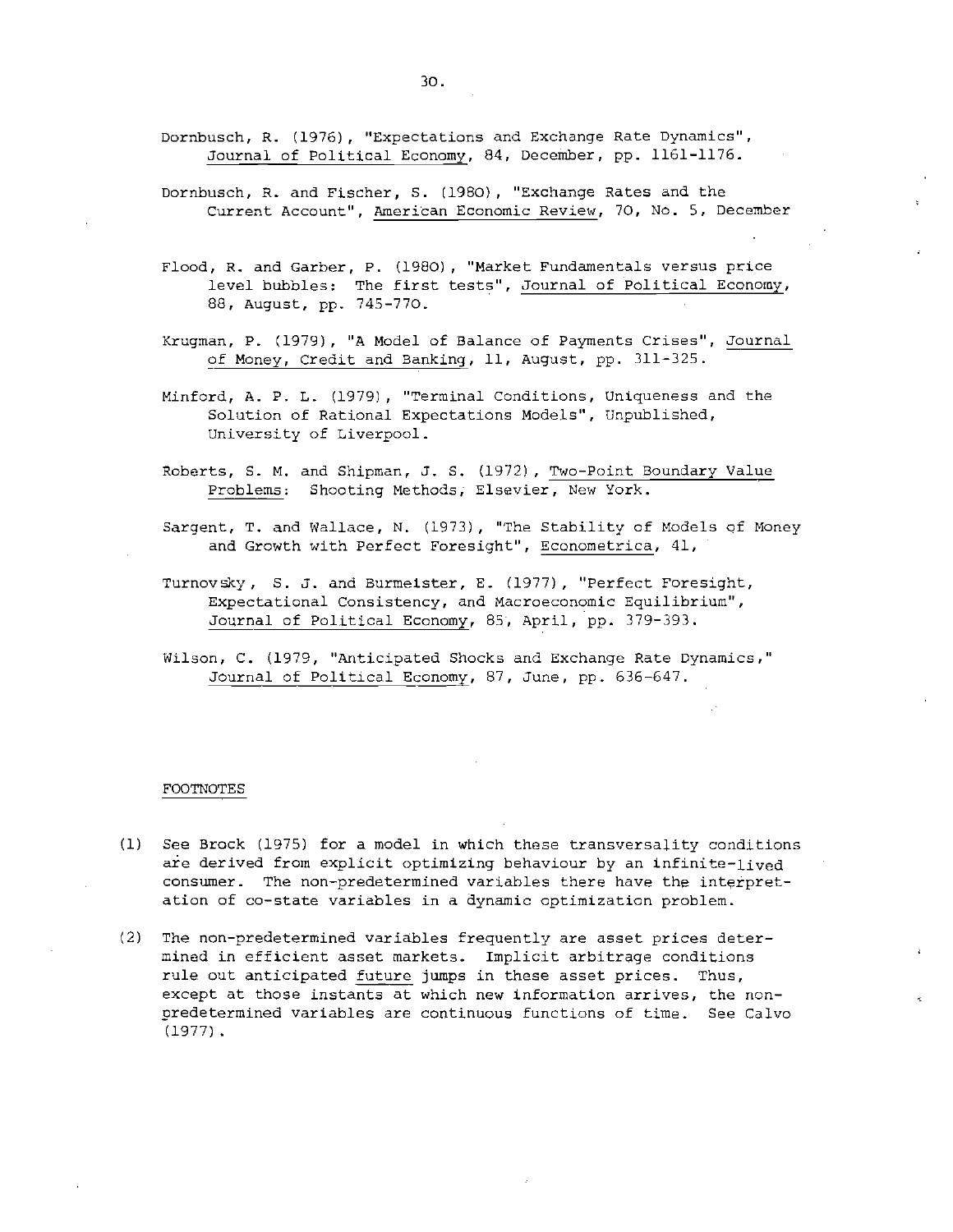Dornbusch, R. (1976), "Expectations and Exchange Rate Dynamics", Journal of Political Economy, 84, December, pp. 1161-1176.

Dornbusch, R. and Fischer, S. (1980), "Exchange Rates and the Current Account", American Economic Review, 70, No. 5, December

Flood, R. and Garber, P. (1980), "Market Fundamentals versus price level bubbles: The first tests", Journal of Political Economy, 88, August, pp. 745-770.

Krugman, P. (1979), "A Model of Balance of Payments Crises", Journal of Money, Credit and Banking, 11, August, pp. 311-325.

Minford, A. P. L. (1979), "Terminal Conditions, Uniqueness and the Solution of Rational Expectations Models", Unpublished, University of Liverpool.

Roberts, S. M. and Shipman, J. S. (1972), Two-Point Boundary Value Problems: Shooting Methods, Elsevier, New York.

Sargent, T. and Wallace, N. (1973), "The Stability of Models of Money and Growth with Perfect Foresight", Econometrica, 41,

Turnovsky, S. J. and Burmeister, E. (1977), "Perfect Foresight, Expectational Consistency, and Macroeconomic Equilibrium", Journal of Political Economy, 85, April, pp. 379-393.

Wilson, C. (1979, "Anticipated Shocks and Exchange Rate Dynamics," Journal of Political Economy, 87, June, pp. 636-647.

## FOOTNOTES

(1) See Brock (1975) for a model in which these transversality conditions are derived from explicit optimizing behaviour by an infinite-lived consumer. The non-predetermined variables there have the interpretation of co-state variables in a dynamic optimization problem.

(2) The non-predetermined variables frequently are asset prices determined in efficient asset markets. Implicit arbitrage conditions rule out anticipated future jumps in these asset prices. Thus, except at those instants at which new information arrives, the non-predetermined variables are continuous functions of time. See Calvo (1977).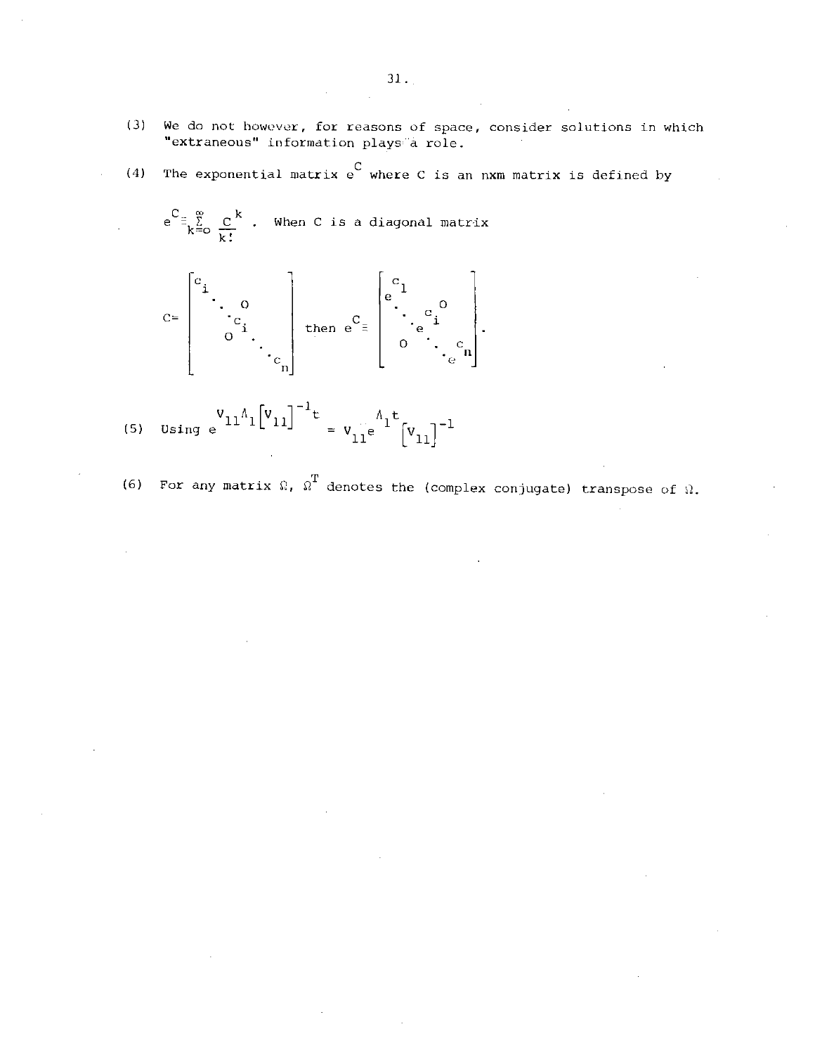(3) We do not however, for reasons of space, consider solutions in which "extraneous" information plays a role.

(4) The exponential matrix $e^C$ where C is an nxm matrix is defined by

$$e^C = \sum_{k=o}^{\infty} \frac{C^k}{k!} .$$

When C is a diagonal matrix

$$C = \begin{bmatrix} c_i & & & & \\ & \ddots & & 0 & \\ & & c_i & & \\ & 0 & & \ddots & \\ & & & & c_n \end{bmatrix} \quad \text{then } e^C = \begin{bmatrix} e^{c_1} & & & \\ & \ddots & & 0 \\ & & e^{c_i} & \\ & 0 & & \ddots \\ & & & & e^{c_n} \end{bmatrix} .$$

(5) Using $e^{V_{11}\Lambda_1[V_{11}]^{-1}t} = V_{11}e^{\Lambda_1 t}[V_{11}]^{-1}$

(6) For any matrix $\Omega$, $\Omega^T$ denotes the (complex conjugate) transpose of $\Omega$.